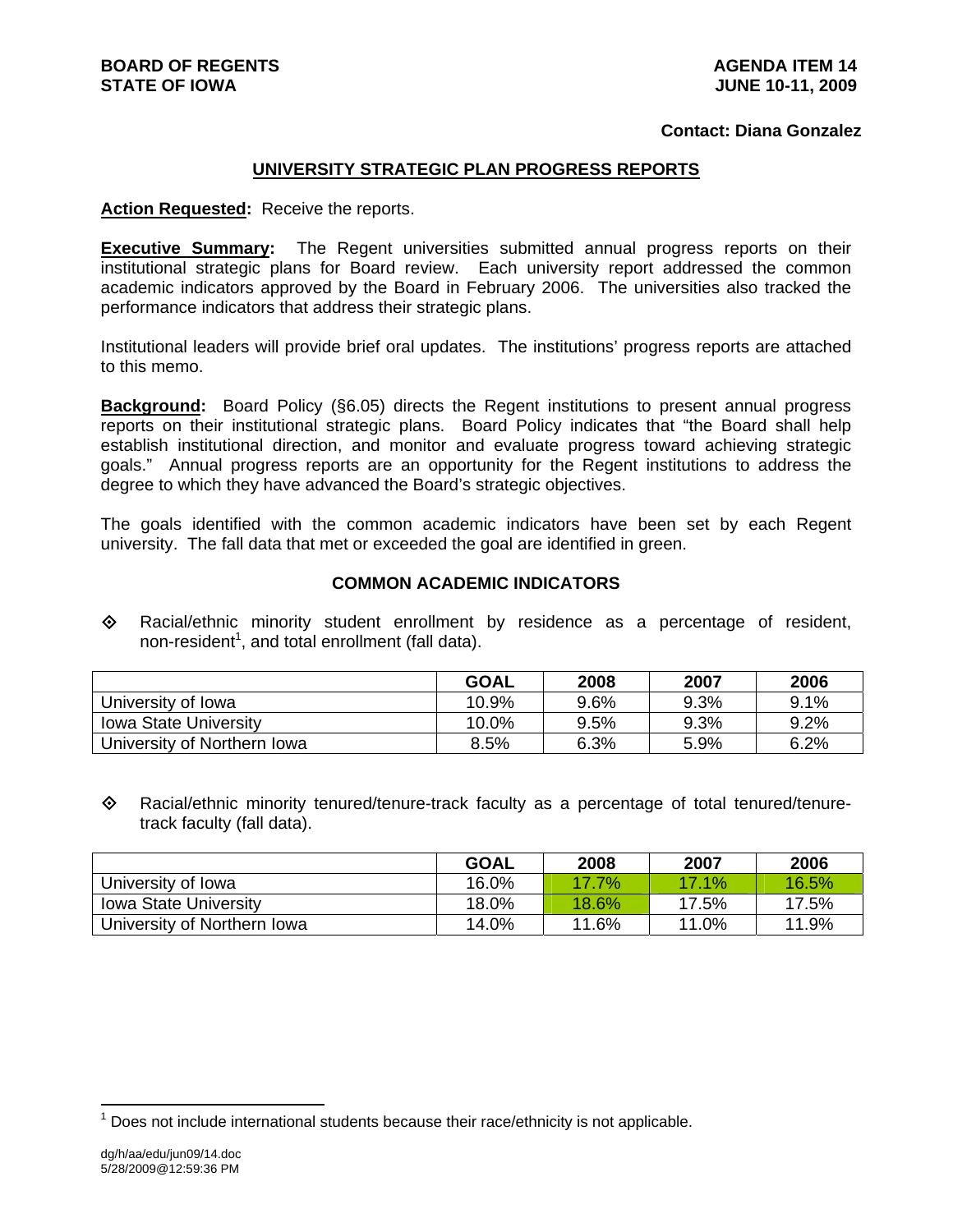**BOARD OF REGENTS**
**STATE OF IOWA**

**AGENDA ITEM 14**
**JUNE 10-11, 2009**

**Contact: Diana Gonzalez**

## UNIVERSITY STRATEGIC PLAN PROGRESS REPORTS

**Action Requested:** Receive the reports.

**Executive Summary:** The Regent universities submitted annual progress reports on their institutional strategic plans for Board review. Each university report addressed the common academic indicators approved by the Board in February 2006. The universities also tracked the performance indicators that address their strategic plans.

Institutional leaders will provide brief oral updates. The institutions' progress reports are attached to this memo.

**Background:** Board Policy (§6.05) directs the Regent institutions to present annual progress reports on their institutional strategic plans. Board Policy indicates that "the Board shall help establish institutional direction, and monitor and evaluate progress toward achieving strategic goals." Annual progress reports are an opportunity for the Regent institutions to address the degree to which they have advanced the Board's strategic objectives.

The goals identified with the common academic indicators have been set by each Regent university. The fall data that met or exceeded the goal are identified in green.

### COMMON ACADEMIC INDICATORS

- Racial/ethnic minority student enrollment by residence as a percentage of resident, non-resident[1], and total enrollment (fall data).

| | GOAL | 2008 | 2007 | 2006 |
|---|---|---|---|---|
| University of Iowa | 10.9% | 9.6% | 9.3% | 9.1% |
| Iowa State University | 10.0% | 9.5% | 9.3% | 9.2% |
| University of Northern Iowa | 8.5% | 6.3% | 5.9% | 6.2% |

- Racial/ethnic minority tenured/tenure-track faculty as a percentage of total tenured/tenure-track faculty (fall data).

| | GOAL | 2008 | 2007 | 2006 |
|---|---|---|---|---|
| University of Iowa | 16.0% | 17.7% | 17.1% | 16.5% |
| Iowa State University | 18.0% | 18.6% | 17.5% | 17.5% |
| University of Northern Iowa | 14.0% | 11.6% | 11.0% | 11.9% |

[1] Does not include international students because their race/ethnicity is not applicable.

dg/h/aa/edu/jun09/14.doc
5/28/2009@12:59:36 PM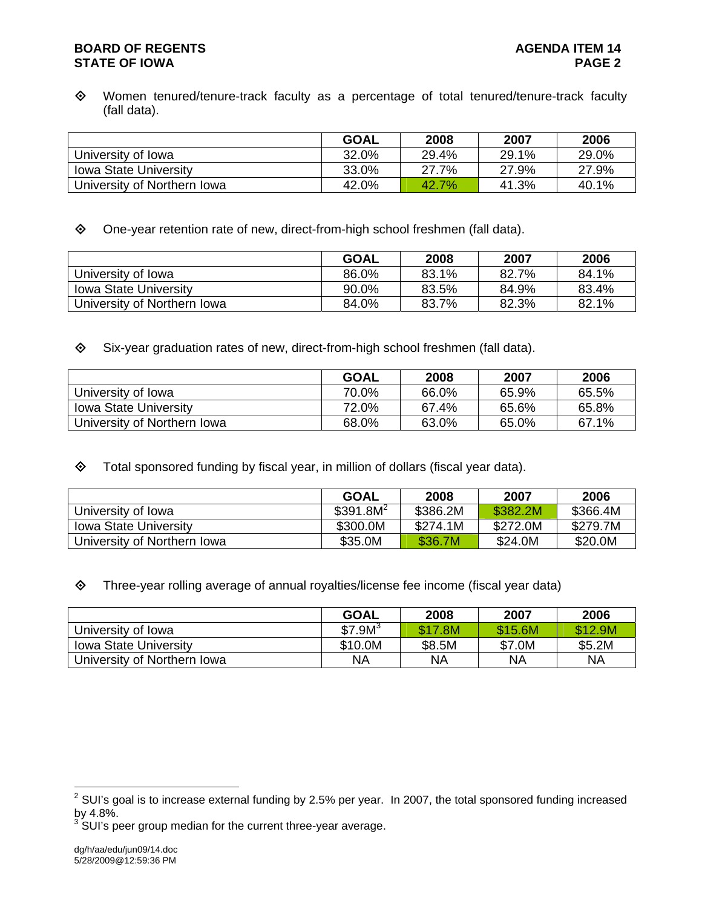- Women tenured/tenure-track faculty as a percentage of total tenured/tenure-track faculty (fall data).

| | GOAL | 2008 | 2007 | 2006 |
|---|---|---|---|---|
| University of Iowa | 32.0% | 29.4% | 29.1% | 29.0% |
| Iowa State University | 33.0% | 27.7% | 27.9% | 27.9% |
| University of Northern Iowa | 42.0% | 42.7% | 41.3% | 40.1% |

- One-year retention rate of new, direct-from-high school freshmen (fall data).

| | GOAL | 2008 | 2007 | 2006 |
|---|---|---|---|---|
| University of Iowa | 86.0% | 83.1% | 82.7% | 84.1% |
| Iowa State University | 90.0% | 83.5% | 84.9% | 83.4% |
| University of Northern Iowa | 84.0% | 83.7% | 82.3% | 82.1% |

- Six-year graduation rates of new, direct-from-high school freshmen (fall data).

| | GOAL | 2008 | 2007 | 2006 |
|---|---|---|---|---|
| University of Iowa | 70.0% | 66.0% | 65.9% | 65.5% |
| Iowa State University | 72.0% | 67.4% | 65.6% | 65.8% |
| University of Northern Iowa | 68.0% | 63.0% | 65.0% | 67.1% |

- Total sponsored funding by fiscal year, in million of dollars (fiscal year data).

| | GOAL | 2008 | 2007 | 2006 |
|---|---|---|---|---|
| University of Iowa | $391.8M[2] | $386.2M | $382.2M | $366.4M |
| Iowa State University | $300.0M | $274.1M | $272.0M | $279.7M |
| University of Northern Iowa | $35.0M | $36.7M | $24.0M | $20.0M |

- Three-year rolling average of annual royalties/license fee income (fiscal year data)

| | GOAL | 2008 | 2007 | 2006 |
|---|---|---|---|---|
| University of Iowa | $7.9M[3] | $17.8M | $15.6M | $12.9M |
| Iowa State University | $10.0M | $8.5M | $7.0M | $5.2M |
| University of Northern Iowa | NA | NA | NA | NA |

[2] SUI's goal is to increase external funding by 2.5% per year. In 2007, the total sponsored funding increased by 4.8%.

[3] SUI's peer group median for the current three-year average.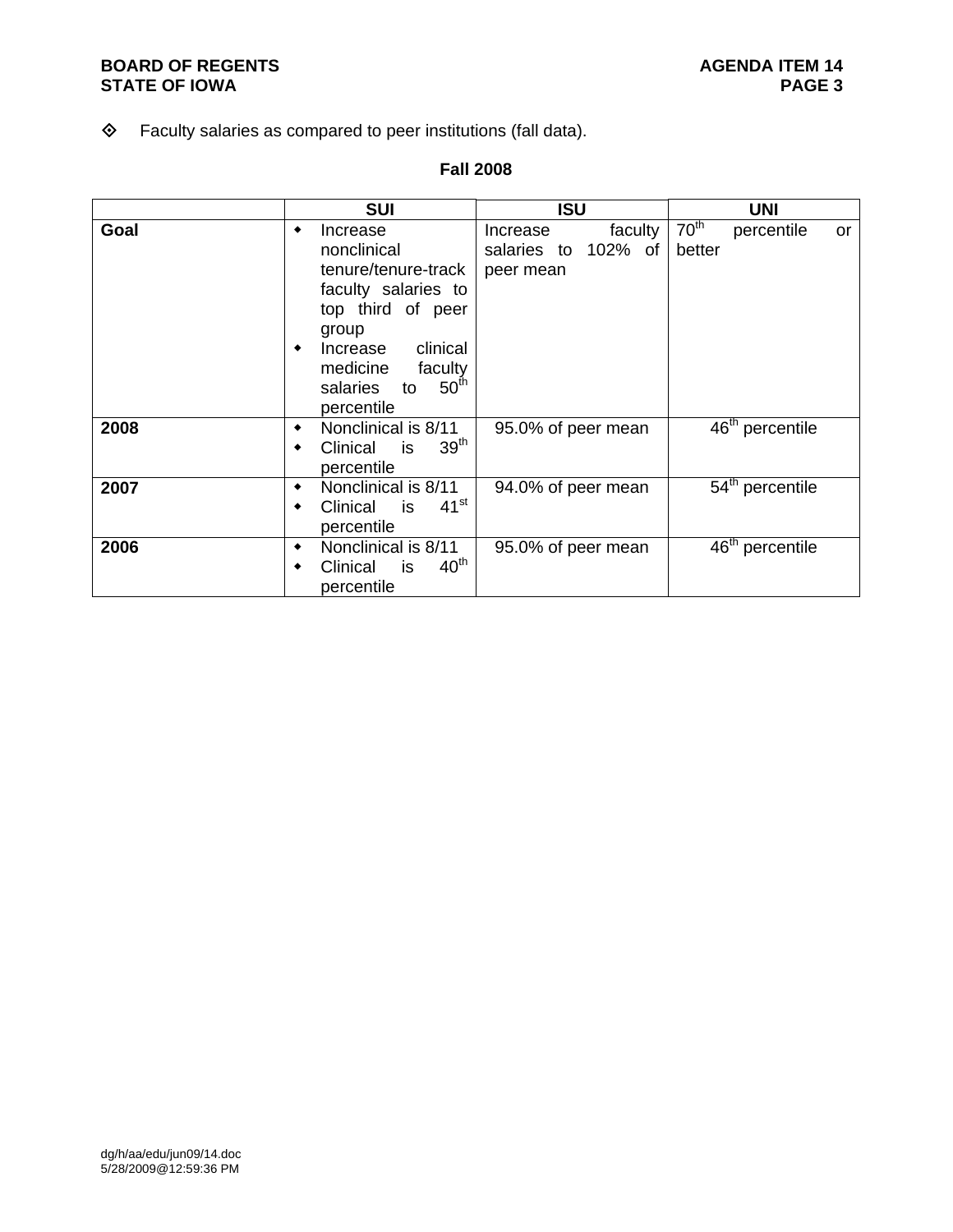- Faculty salaries as compared to peer institutions (fall data).

**Fall 2008**

| | SUI | ISU | UNI |
|---|---|---|---|
| **Goal** | • Increase nonclinical tenure/tenure-track faculty salaries to top third of peer group<br>• Increase clinical medicine faculty salaries to 50th percentile | Increase faculty salaries to 102% of peer mean | 70th percentile or better |
| **2008** | • Nonclinical is 8/11<br>• Clinical is 39th percentile | 95.0% of peer mean | 46th percentile |
| **2007** | • Nonclinical is 8/11<br>• Clinical is 41st percentile | 94.0% of peer mean | 54th percentile |
| **2006** | • Nonclinical is 8/11<br>• Clinical is 40th percentile | 95.0% of peer mean | 46th percentile |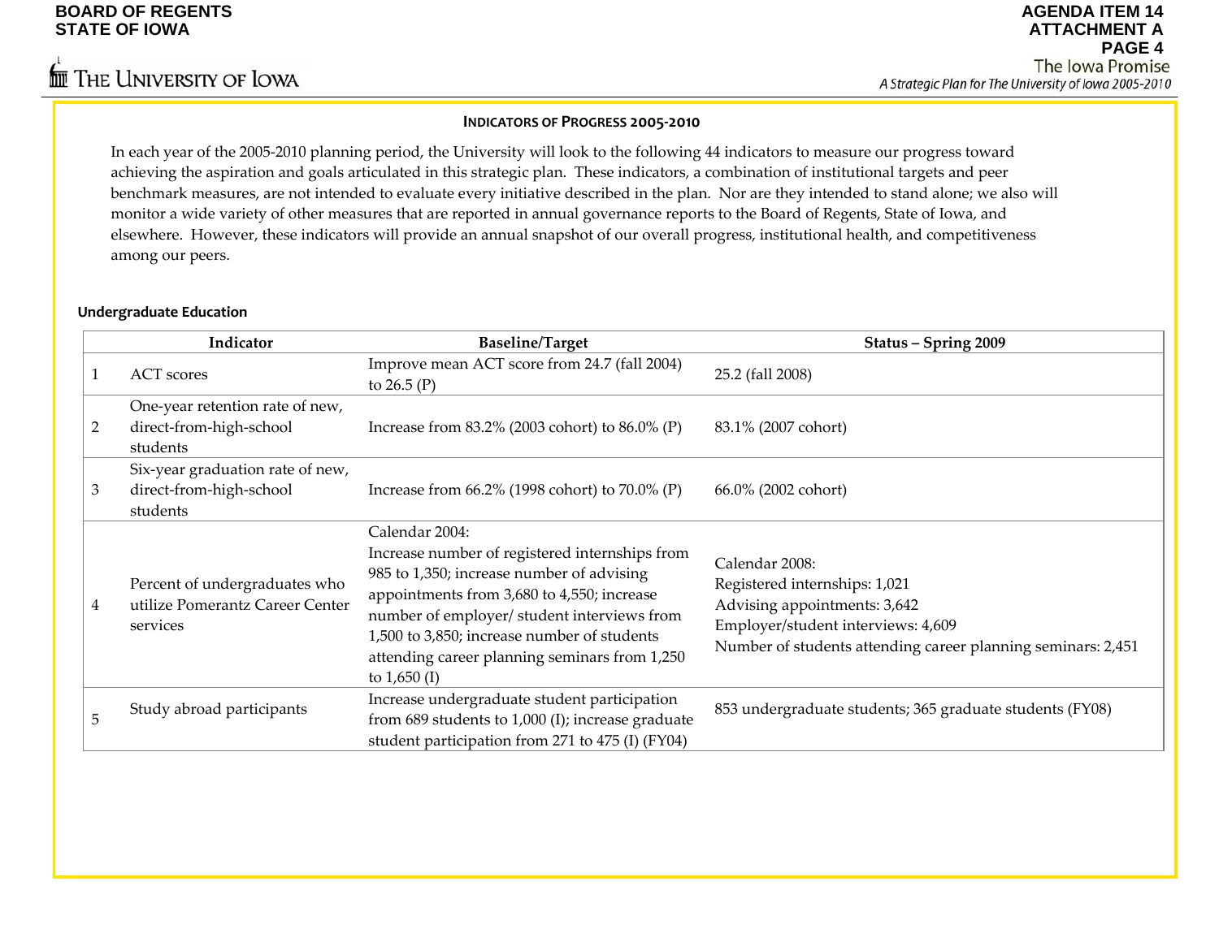## INDICATORS OF PROGRESS 2005-2010

In each year of the 2005-2010 planning period, the University will look to the following 44 indicators to measure our progress toward achieving the aspiration and goals articulated in this strategic plan. These indicators, a combination of institutional targets and peer benchmark measures, are not intended to evaluate every initiative described in the plan. Nor are they intended to stand alone; we also will monitor a wide variety of other measures that are reported in annual governance reports to the Board of Regents, State of Iowa, and elsewhere. However, these indicators will provide an annual snapshot of our overall progress, institutional health, and competitiveness among our peers.

### Undergraduate Education

| | Indicator | Baseline/Target | Status – Spring 2009 |
|---|---|---|---|
| 1 | ACT scores | Improve mean ACT score from 24.7 (fall 2004) to 26.5 (P) | 25.2 (fall 2008) |
| 2 | One-year retention rate of new, direct-from-high-school students | Increase from 83.2% (2003 cohort) to 86.0% (P) | 83.1% (2007 cohort) |
| 3 | Six-year graduation rate of new, direct-from-high-school students | Increase from 66.2% (1998 cohort) to 70.0% (P) | 66.0% (2002 cohort) |
| 4 | Percent of undergraduates who utilize Pomerantz Career Center services | Calendar 2004:<br>Increase number of registered internships from 985 to 1,350; increase number of advising appointments from 3,680 to 4,550; increase number of employer/ student interviews from 1,500 to 3,850; increase number of students attending career planning seminars from 1,250 to 1,650 (I) | Calendar 2008:<br>Registered internships: 1,021<br>Advising appointments: 3,642<br>Employer/student interviews: 4,609<br>Number of students attending career planning seminars: 2,451 |
| 5 | Study abroad participants | Increase undergraduate student participation from 689 students to 1,000 (I); increase graduate student participation from 271 to 475 (I) (FY04) | 853 undergraduate students; 365 graduate students (FY08) |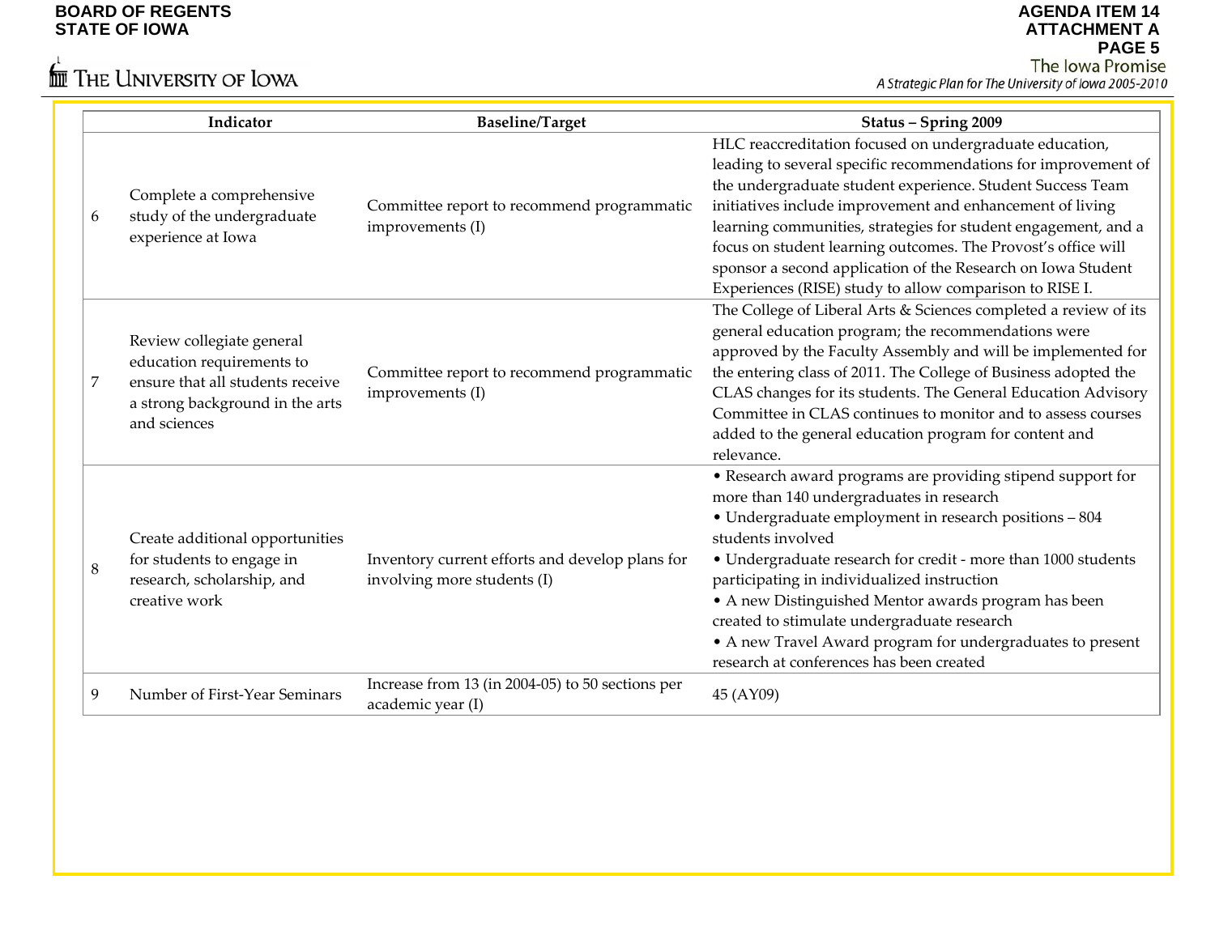| | Indicator | Baseline/Target | Status – Spring 2009 |
|---|---|---|---|
| 6 | Complete a comprehensive study of the undergraduate experience at Iowa | Committee report to recommend programmatic improvements (I) | HLC reaccreditation focused on undergraduate education, leading to several specific recommendations for improvement of the undergraduate student experience. Student Success Team initiatives include improvement and enhancement of living learning communities, strategies for student engagement, and a focus on student learning outcomes. The Provost's office will sponsor a second application of the Research on Iowa Student Experiences (RISE) study to allow comparison to RISE I. |
| 7 | Review collegiate general education requirements to ensure that all students receive a strong background in the arts and sciences | Committee report to recommend programmatic improvements (I) | The College of Liberal Arts & Sciences completed a review of its general education program; the recommendations were approved by the Faculty Assembly and will be implemented for the entering class of 2011. The College of Business adopted the CLAS changes for its students. The General Education Advisory Committee in CLAS continues to monitor and to assess courses added to the general education program for content and relevance. |
| 8 | Create additional opportunities for students to engage in research, scholarship, and creative work | Inventory current efforts and develop plans for involving more students (I) | • Research award programs are providing stipend support for more than 140 undergraduates in research<br>• Undergraduate employment in research positions – 804 students involved<br>• Undergraduate research for credit - more than 1000 students participating in individualized instruction<br>• A new Distinguished Mentor awards program has been created to stimulate undergraduate research<br>• A new Travel Award program for undergraduates to present research at conferences has been created |
| 9 | Number of First-Year Seminars | Increase from 13 (in 2004-05) to 50 sections per academic year (I) | 45 (AY09) |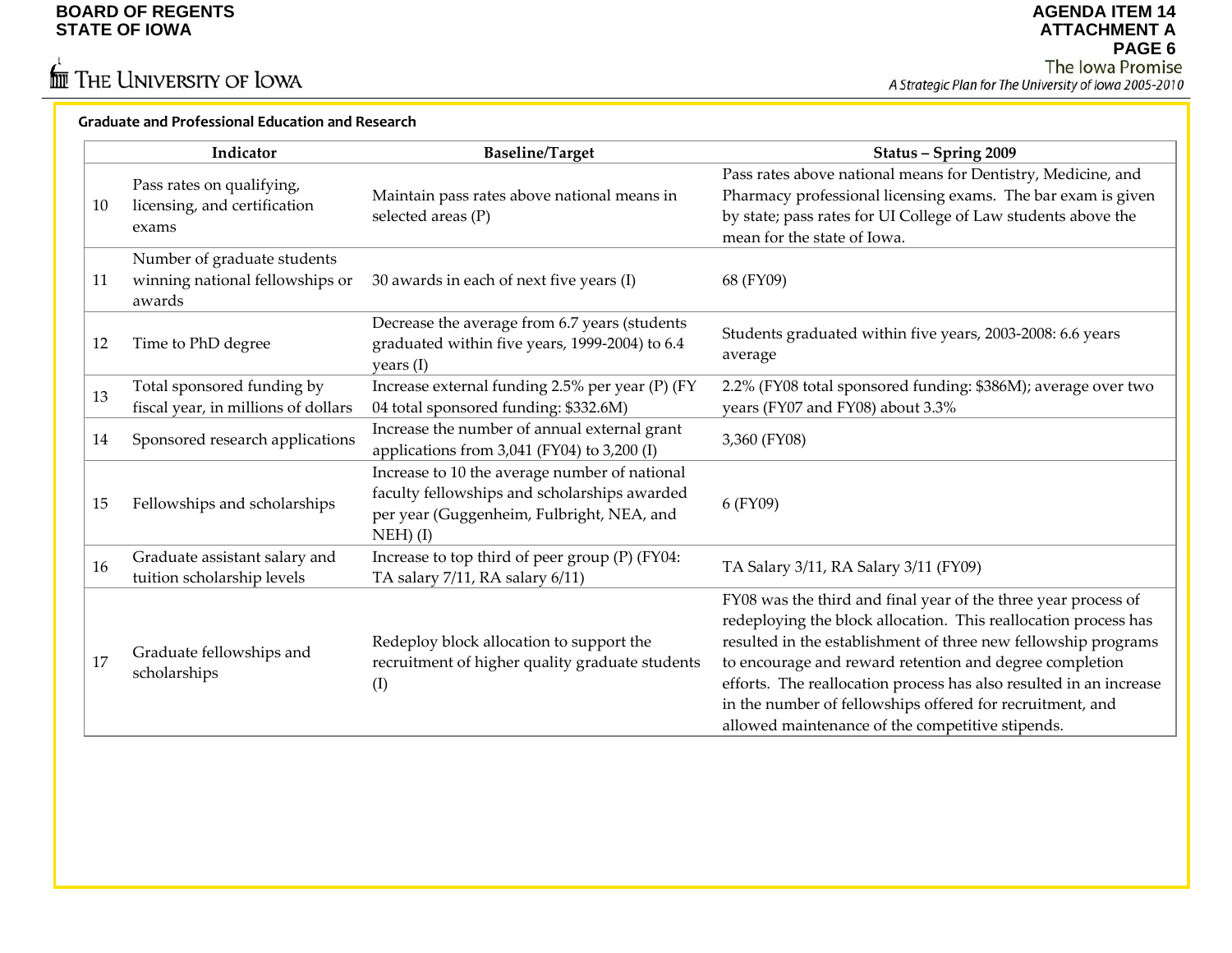## Graduate and Professional Education and Research

| | Indicator | Baseline/Target | Status – Spring 2009 |
|---|---|---|---|
| 10 | Pass rates on qualifying, licensing, and certification exams | Maintain pass rates above national means in selected areas (P) | Pass rates above national means for Dentistry, Medicine, and Pharmacy professional licensing exams. The bar exam is given by state; pass rates for UI College of Law students above the mean for the state of Iowa. |
| 11 | Number of graduate students winning national fellowships or awards | 30 awards in each of next five years (I) | 68 (FY09) |
| 12 | Time to PhD degree | Decrease the average from 6.7 years (students graduated within five years, 1999-2004) to 6.4 years (I) | Students graduated within five years, 2003-2008: 6.6 years average |
| 13 | Total sponsored funding by fiscal year, in millions of dollars | Increase external funding 2.5% per year (P) (FY 04 total sponsored funding: $332.6M) | 2.2% (FY08 total sponsored funding: $386M); average over two years (FY07 and FY08) about 3.3% |
| 14 | Sponsored research applications | Increase the number of annual external grant applications from 3,041 (FY04) to 3,200 (I) | 3,360 (FY08) |
| 15 | Fellowships and scholarships | Increase to 10 the average number of national faculty fellowships and scholarships awarded per year (Guggenheim, Fulbright, NEA, and NEH) (I) | 6 (FY09) |
| 16 | Graduate assistant salary and tuition scholarship levels | Increase to top third of peer group (P) (FY04: TA salary 7/11, RA salary 6/11) | TA Salary 3/11, RA Salary 3/11 (FY09) |
| 17 | Graduate fellowships and scholarships | Redeploy block allocation to support the recruitment of higher quality graduate students (I) | FY08 was the third and final year of the three year process of redeploying the block allocation. This reallocation process has resulted in the establishment of three new fellowship programs to encourage and reward retention and degree completion efforts. The reallocation process has also resulted in an increase in the number of fellowships offered for recruitment, and allowed maintenance of the competitive stipends. |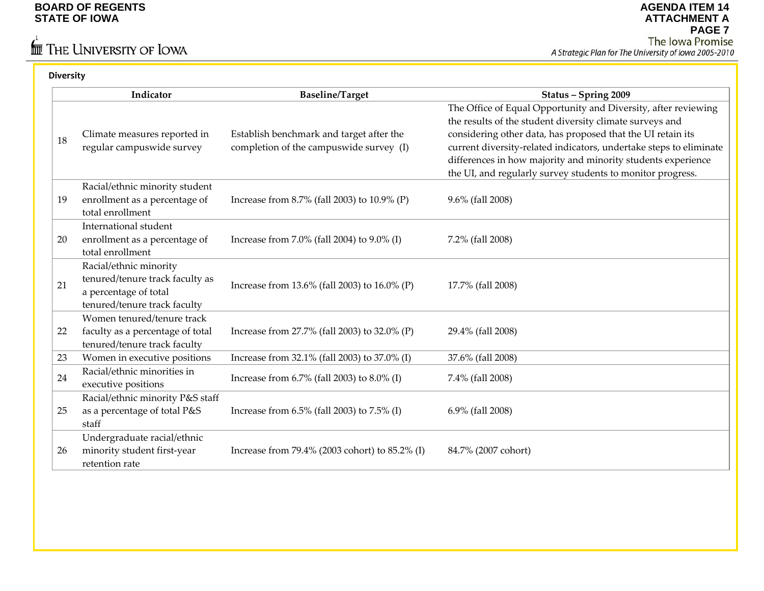## Diversity

| | Indicator | Baseline/Target | Status – Spring 2009 |
|---|---|---|---|
| 18 | Climate measures reported in regular campuswide survey | Establish benchmark and target after the completion of the campuswide survey (I) | The Office of Equal Opportunity and Diversity, after reviewing the results of the student diversity climate surveys and considering other data, has proposed that the UI retain its current diversity-related indicators, undertake steps to eliminate differences in how majority and minority students experience the UI, and regularly survey students to monitor progress. |
| 19 | Racial/ethnic minority student enrollment as a percentage of total enrollment | Increase from 8.7% (fall 2003) to 10.9% (P) | 9.6% (fall 2008) |
| 20 | International student enrollment as a percentage of total enrollment | Increase from 7.0% (fall 2004) to 9.0% (I) | 7.2% (fall 2008) |
| 21 | Racial/ethnic minority tenured/tenure track faculty as a percentage of total tenured/tenure track faculty | Increase from 13.6% (fall 2003) to 16.0% (P) | 17.7% (fall 2008) |
| 22 | Women tenured/tenure track faculty as a percentage of total tenured/tenure track faculty | Increase from 27.7% (fall 2003) to 32.0% (P) | 29.4% (fall 2008) |
| 23 | Women in executive positions | Increase from 32.1% (fall 2003) to 37.0% (I) | 37.6% (fall 2008) |
| 24 | Racial/ethnic minorities in executive positions | Increase from 6.7% (fall 2003) to 8.0% (I) | 7.4% (fall 2008) |
| 25 | Racial/ethnic minority P&S staff as a percentage of total P&S staff | Increase from 6.5% (fall 2003) to 7.5% (I) | 6.9% (fall 2008) |
| 26 | Undergraduate racial/ethnic minority student first-year retention rate | Increase from 79.4% (2003 cohort) to 85.2% (I) | 84.7% (2007 cohort) |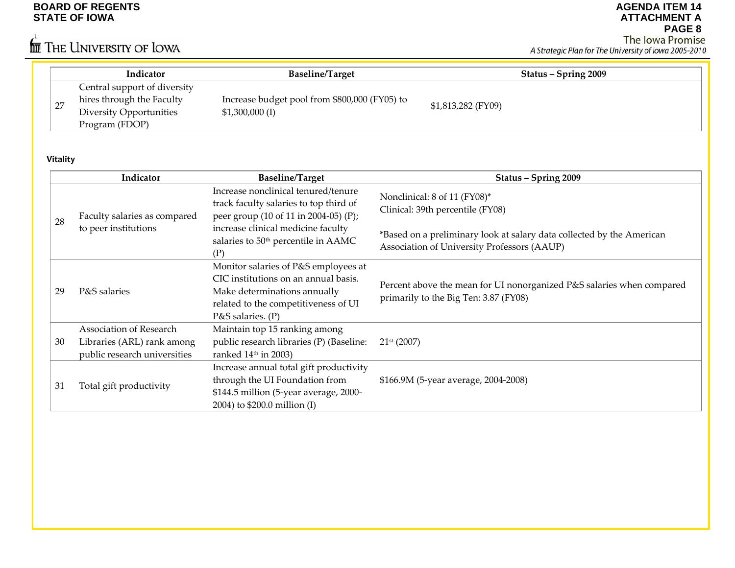| | Indicator | Baseline/Target | Status – Spring 2009 |
|---|---|---|---|
| 27 | Central support of diversity hires through the Faculty Diversity Opportunities Program (FDOP) | Increase budget pool from $800,000 (FY05) to $1,300,000 (I) | $1,813,282 (FY09) |

**Vitality**

| | Indicator | Baseline/Target | Status – Spring 2009 |
|---|---|---|---|
| 28 | Faculty salaries as compared to peer institutions | Increase nonclinical tenured/tenure track faculty salaries to top third of peer group (10 of 11 in 2004-05) (P); increase clinical medicine faculty salaries to 50th percentile in AAMC (P) | Nonclinical: 8 of 11 (FY08)*<br>Clinical: 39th percentile (FY08)<br><br>*Based on a preliminary look at salary data collected by the American Association of University Professors (AAUP) |
| 29 | P&S salaries | Monitor salaries of P&S employees at CIC institutions on an annual basis. Make determinations annually related to the competitiveness of UI P&S salaries. (P) | Percent above the mean for UI nonorganized P&S salaries when compared primarily to the Big Ten: 3.87 (FY08) |
| 30 | Association of Research Libraries (ARL) rank among public research universities | Maintain top 15 ranking among public research libraries (P) (Baseline: ranked 14th in 2003) | 21st (2007) |
| 31 | Total gift productivity | Increase annual total gift productivity through the UI Foundation from $144.5 million (5-year average, 2000-2004) to $200.0 million (I) | $166.9M (5-year average, 2004-2008) |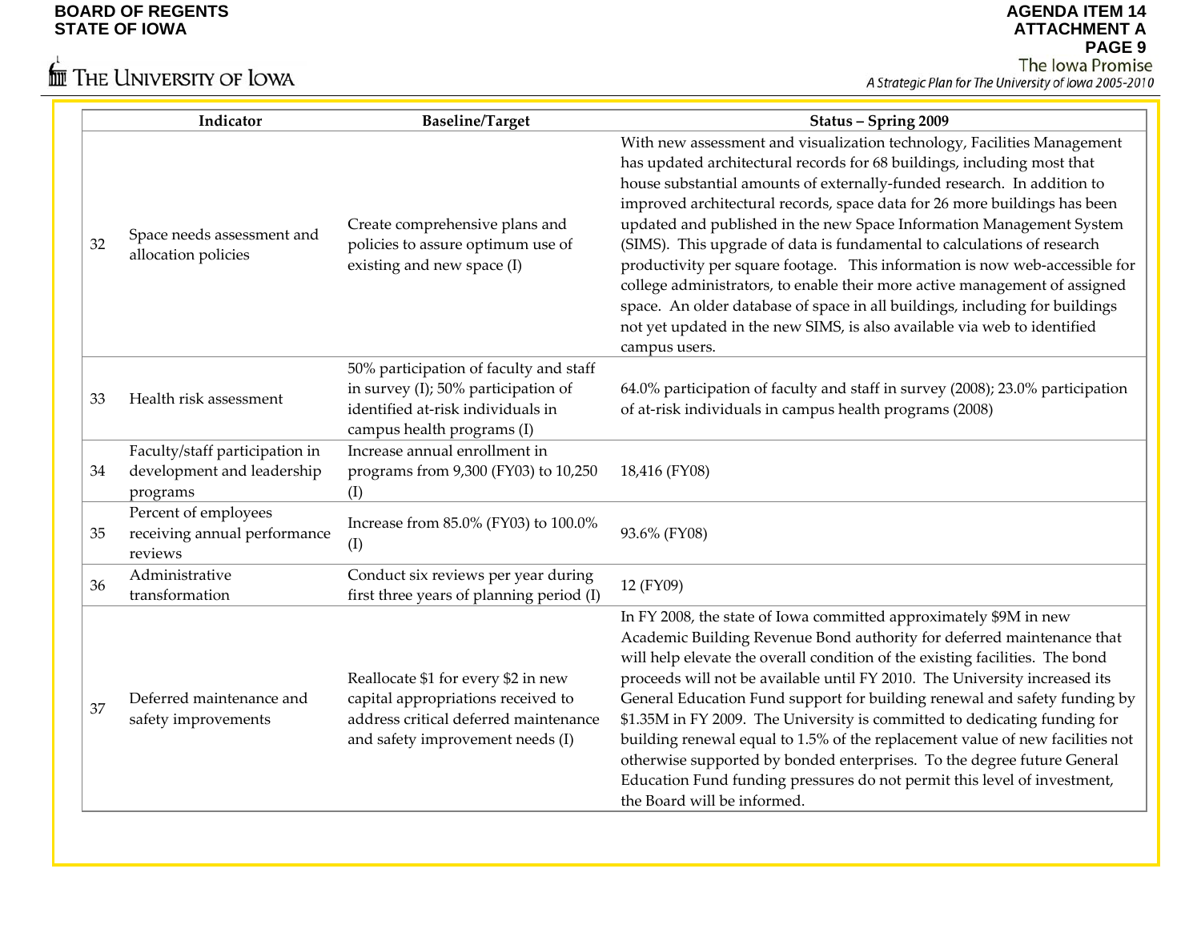|  | Indicator | Baseline/Target | Status – Spring 2009 |
|---|---|---|---|
| 32 | Space needs assessment and allocation policies | Create comprehensive plans and policies to assure optimum use of existing and new space (I) | With new assessment and visualization technology, Facilities Management has updated architectural records for 68 buildings, including most that house substantial amounts of externally-funded research. In addition to improved architectural records, space data for 26 more buildings has been updated and published in the new Space Information Management System (SIMS). This upgrade of data is fundamental to calculations of research productivity per square footage. This information is now web-accessible for college administrators, to enable their more active management of assigned space. An older database of space in all buildings, including for buildings not yet updated in the new SIMS, is also available via web to identified campus users. |
| 33 | Health risk assessment | 50% participation of faculty and staff in survey (I); 50% participation of identified at-risk individuals in campus health programs (I) | 64.0% participation of faculty and staff in survey (2008); 23.0% participation of at-risk individuals in campus health programs (2008) |
| 34 | Faculty/staff participation in development and leadership programs | Increase annual enrollment in programs from 9,300 (FY03) to 10,250 (I) | 18,416 (FY08) |
| 35 | Percent of employees receiving annual performance reviews | Increase from 85.0% (FY03) to 100.0% (I) | 93.6% (FY08) |
| 36 | Administrative transformation | Conduct six reviews per year during first three years of planning period (I) | 12 (FY09) |
| 37 | Deferred maintenance and safety improvements | Reallocate $1 for every $2 in new capital appropriations received to address critical deferred maintenance and safety improvement needs (I) | In FY 2008, the state of Iowa committed approximately $9M in new Academic Building Revenue Bond authority for deferred maintenance that will help elevate the overall condition of the existing facilities. The bond proceeds will not be available until FY 2010. The University increased its General Education Fund support for building renewal and safety funding by $1.35M in FY 2009. The University is committed to dedicating funding for building renewal equal to 1.5% of the replacement value of new facilities not otherwise supported by bonded enterprises. To the degree future General Education Fund funding pressures do not permit this level of investment, the Board will be informed. |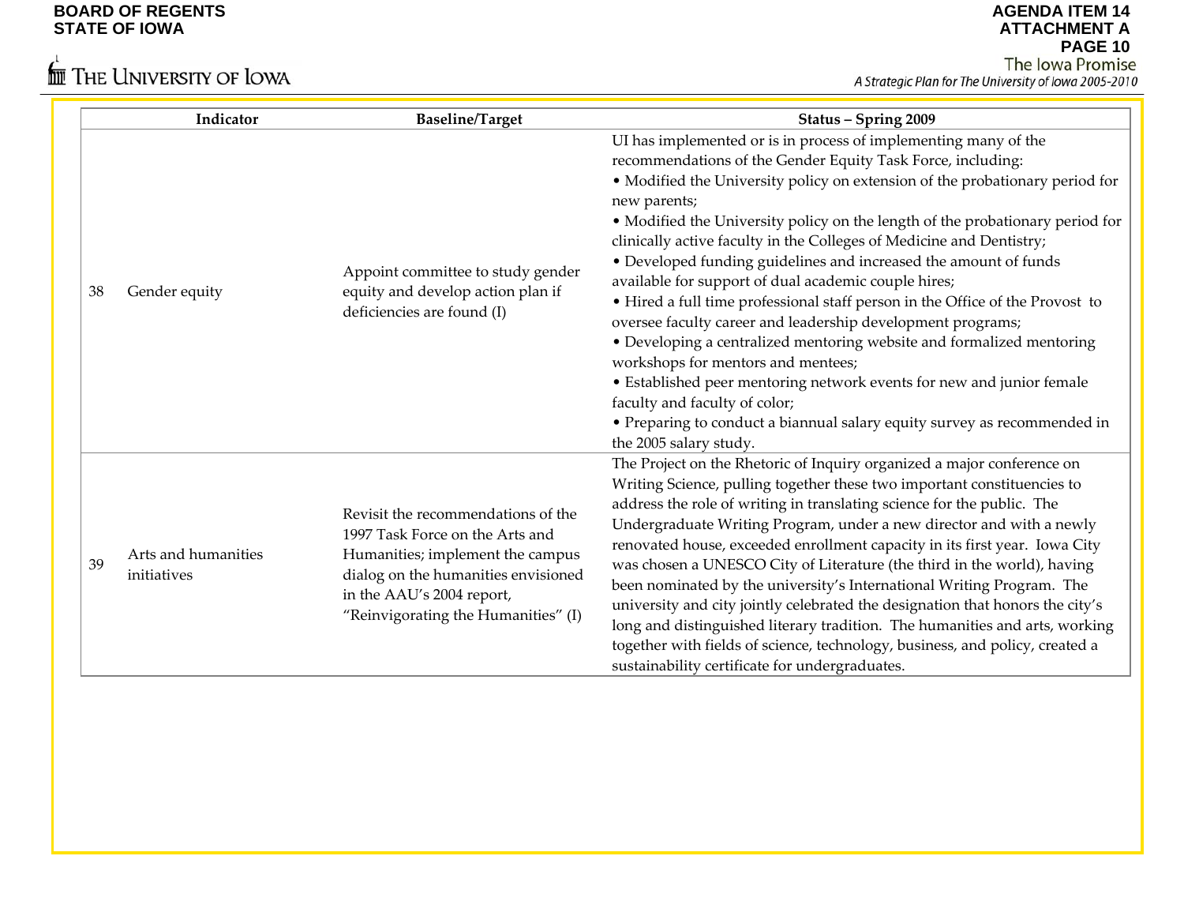| | Indicator | Baseline/Target | Status – Spring 2009 |
|---|---|---|---|
| 38 | Gender equity | Appoint committee to study gender equity and develop action plan if deficiencies are found (I) | UI has implemented or is in process of implementing many of the recommendations of the Gender Equity Task Force, including: <br>• Modified the University policy on extension of the probationary period for new parents; <br>• Modified the University policy on the length of the probationary period for clinically active faculty in the Colleges of Medicine and Dentistry; <br>• Developed funding guidelines and increased the amount of funds available for support of dual academic couple hires; <br>• Hired a full time professional staff person in the Office of the Provost to oversee faculty career and leadership development programs; <br>• Developing a centralized mentoring website and formalized mentoring workshops for mentors and mentees; <br>• Established peer mentoring network events for new and junior female faculty and faculty of color; <br>• Preparing to conduct a biannual salary equity survey as recommended in the 2005 salary study. |
| 39 | Arts and humanities initiatives | Revisit the recommendations of the 1997 Task Force on the Arts and Humanities; implement the campus dialog on the humanities envisioned in the AAU's 2004 report, "Reinvigorating the Humanities" (I) | The Project on the Rhetoric of Inquiry organized a major conference on Writing Science, pulling together these two important constituencies to address the role of writing in translating science for the public. The Undergraduate Writing Program, under a new director and with a newly renovated house, exceeded enrollment capacity in its first year. Iowa City was chosen a UNESCO City of Literature (the third in the world), having been nominated by the university's International Writing Program. The university and city jointly celebrated the designation that honors the city's long and distinguished literary tradition. The humanities and arts, working together with fields of science, technology, business, and policy, created a sustainability certificate for undergraduates. |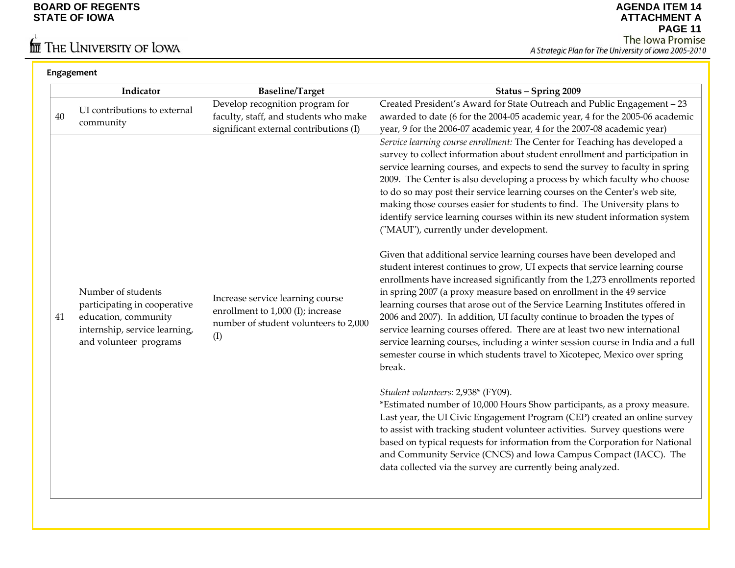## Engagement

| | Indicator | Baseline/Target | Status – Spring 2009 |
|---|---|---|---|
| 40 | UI contributions to external community | Develop recognition program for faculty, staff, and students who make significant external contributions (I) | Created President's Award for State Outreach and Public Engagement – 23 awarded to date (6 for the 2004-05 academic year, 4 for the 2005-06 academic year, 9 for the 2006-07 academic year, 4 for the 2007-08 academic year) |
| 41 | Number of students participating in cooperative education, community internship, service learning, and volunteer programs | Increase service learning course enrollment to 1,000 (I); increase number of student volunteers to 2,000 (I) | *Service learning course enrollment:* The Center for Teaching has developed a survey to collect information about student enrollment and participation in service learning courses, and expects to send the survey to faculty in spring 2009. The Center is also developing a process by which faculty who choose to do so may post their service learning courses on the Center's web site, making those courses easier for students to find. The University plans to identify service learning courses within its new student information system ("MAUI"), currently under development.<br><br>Given that additional service learning courses have been developed and student interest continues to grow, UI expects that service learning course enrollments have increased significantly from the 1,273 enrollments reported in spring 2007 (a proxy measure based on enrollment in the 49 service learning courses that arose out of the Service Learning Institutes offered in 2006 and 2007). In addition, UI faculty continue to broaden the types of service learning courses offered. There are at least two new international service learning courses, including a winter session course in India and a full semester course in which students travel to Xicotepec, Mexico over spring break.<br><br>*Student volunteers:* 2,938* (FY09).<br>*Estimated number of 10,000 Hours Show participants, as a proxy measure. Last year, the UI Civic Engagement Program (CEP) created an online survey to assist with tracking student volunteer activities. Survey questions were based on typical requests for information from the Corporation for National and Community Service (CNCS) and Iowa Campus Compact (IACC). The data collected via the survey are currently being analyzed. |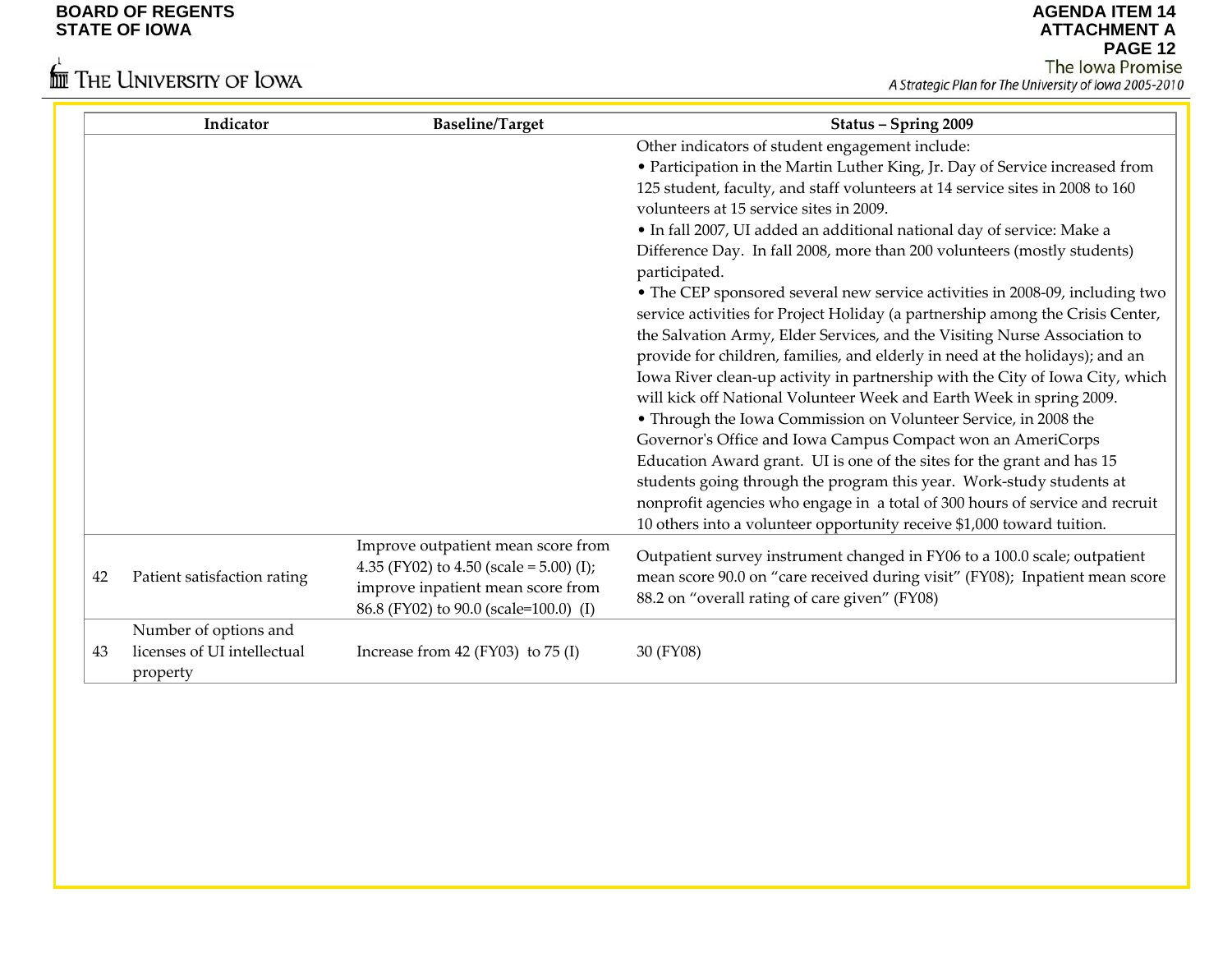| | Indicator | Baseline/Target | Status – Spring 2009 |
|---|---|---|---|
| | | | Other indicators of student engagement include:<br>• Participation in the Martin Luther King, Jr. Day of Service increased from 125 student, faculty, and staff volunteers at 14 service sites in 2008 to 160 volunteers at 15 service sites in 2009.<br>• In fall 2007, UI added an additional national day of service: Make a Difference Day. In fall 2008, more than 200 volunteers (mostly students) participated.<br>• The CEP sponsored several new service activities in 2008-09, including two service activities for Project Holiday (a partnership among the Crisis Center, the Salvation Army, Elder Services, and the Visiting Nurse Association to provide for children, families, and elderly in need at the holidays); and an Iowa River clean-up activity in partnership with the City of Iowa City, which will kick off National Volunteer Week and Earth Week in spring 2009.<br>• Through the Iowa Commission on Volunteer Service, in 2008 the Governor's Office and Iowa Campus Compact won an AmeriCorps Education Award grant. UI is one of the sites for the grant and has 15 students going through the program this year. Work-study students at nonprofit agencies who engage in a total of 300 hours of service and recruit 10 others into a volunteer opportunity receive $1,000 toward tuition. |
| 42 | Patient satisfaction rating | Improve outpatient mean score from 4.35 (FY02) to 4.50 (scale = 5.00) (I); improve inpatient mean score from 86.8 (FY02) to 90.0 (scale=100.0) (I) | Outpatient survey instrument changed in FY06 to a 100.0 scale; outpatient mean score 90.0 on "care received during visit" (FY08); Inpatient mean score 88.2 on "overall rating of care given" (FY08) |
| 43 | Number of options and licenses of UI intellectual property | Increase from 42 (FY03) to 75 (I) | 30 (FY08) |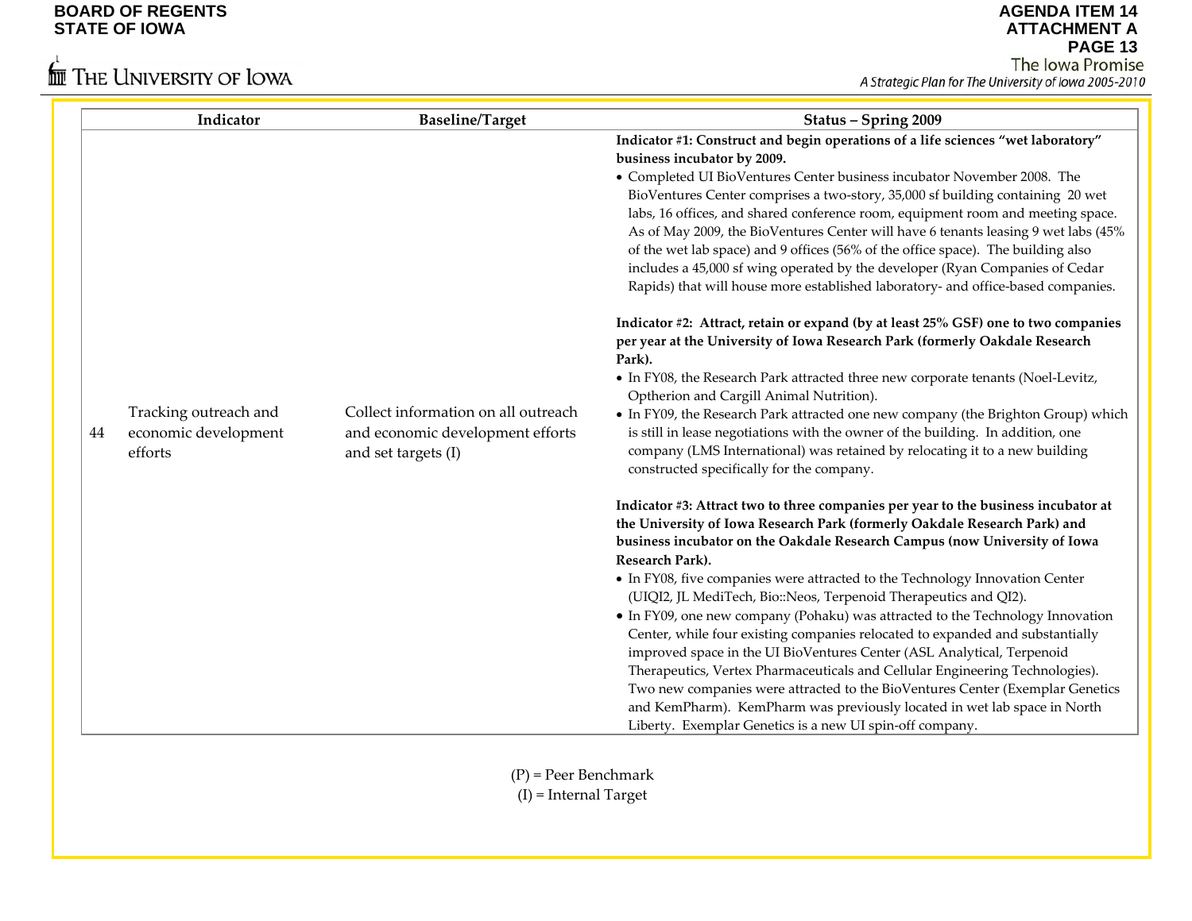| | Indicator | Baseline/Target | Status – Spring 2009 |
|---|---|---|---|
| 44 | Tracking outreach and economic development efforts | Collect information on all outreach and economic development efforts and set targets (I) | **Indicator #1: Construct and begin operations of a life sciences "wet laboratory" business incubator by 2009.**<br>• Completed UI BioVentures Center business incubator November 2008. The BioVentures Center comprises a two-story, 35,000 sf building containing 20 wet labs, 16 offices, and shared conference room, equipment room and meeting space. As of May 2009, the BioVentures Center will have 6 tenants leasing 9 wet labs (45% of the wet lab space) and 9 offices (56% of the office space). The building also includes a 45,000 sf wing operated by the developer (Ryan Companies of Cedar Rapids) that will house more established laboratory- and office-based companies.<br><br>**Indicator #2: Attract, retain or expand (by at least 25% GSF) one to two companies per year at the University of Iowa Research Park (formerly Oakdale Research Park).**<br>• In FY08, the Research Park attracted three new corporate tenants (Noel-Levitz, Optherion and Cargill Animal Nutrition).<br>• In FY09, the Research Park attracted one new company (the Brighton Group) which is still in lease negotiations with the owner of the building. In addition, one company (LMS International) was retained by relocating it to a new building constructed specifically for the company.<br><br>**Indicator #3: Attract two to three companies per year to the business incubator at the University of Iowa Research Park (formerly Oakdale Research Park) and business incubator on the Oakdale Research Campus (now University of Iowa Research Park).**<br>• In FY08, five companies were attracted to the Technology Innovation Center (UIQI2, JL MediTech, Bio::Neos, Terpenoid Therapeutics and QI2).<br>• In FY09, one new company (Pohaku) was attracted to the Technology Innovation Center, while four existing companies relocated to expanded and substantially improved space in the UI BioVentures Center (ASL Analytical, Terpenoid Therapeutics, Vertex Pharmaceuticals and Cellular Engineering Technologies). Two new companies were attracted to the BioVentures Center (Exemplar Genetics and KemPharm). KemPharm was previously located in wet lab space in North Liberty. Exemplar Genetics is a new UI spin-off company. |

(P) = Peer Benchmark
(I) = Internal Target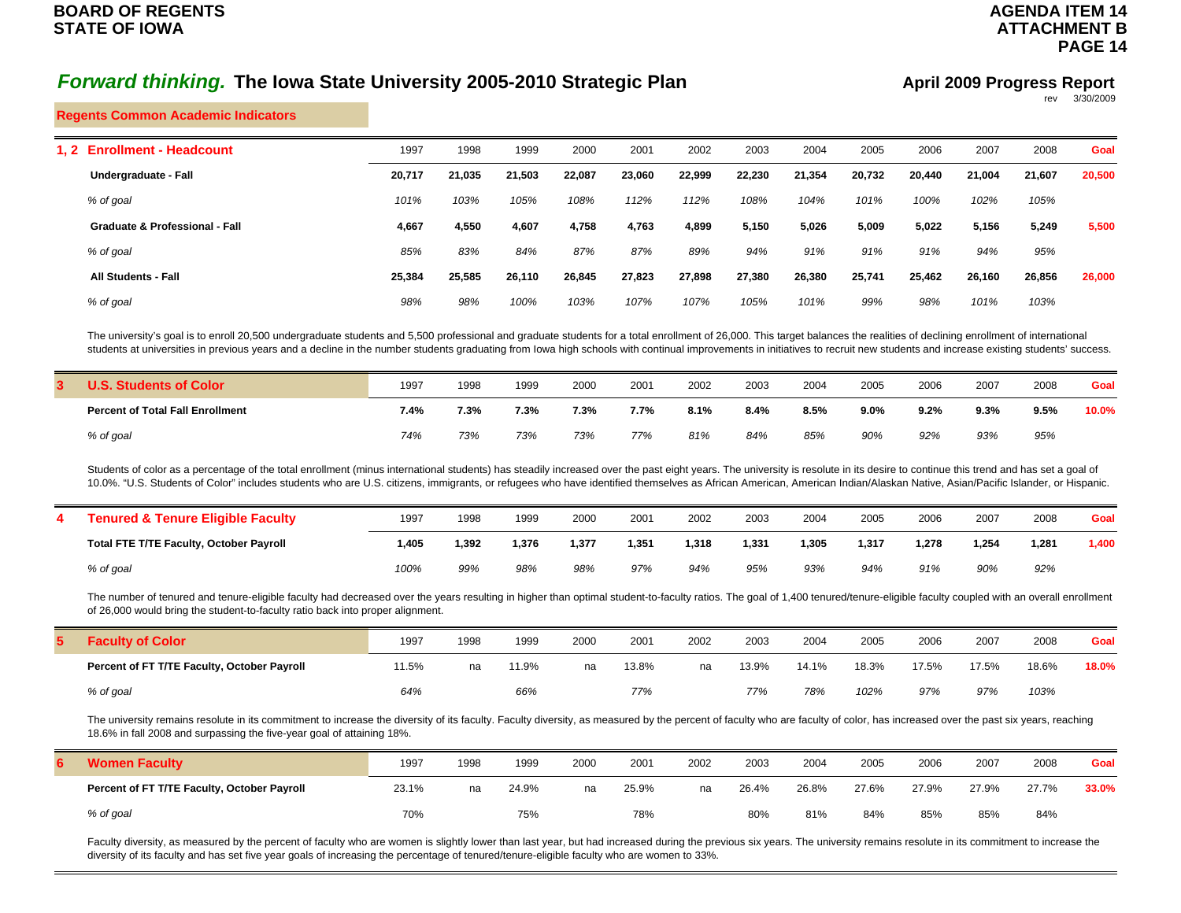# *Forward thinking.* The Iowa State University 2005-2010 Strategic Plan

**April 2009 Progress Report**

rev 3/30/2009

## Regents Common Academic Indicators

| 1, 2 **Enrollment - Headcount** | 1997 | 1998 | 1999 | 2000 | 2001 | 2002 | 2003 | 2004 | 2005 | 2006 | 2007 | 2008 | Goal |
|---|---|---|---|---|---|---|---|---|---|---|---|---|---|
| **Undergraduate - Fall** | **20,717** | **21,035** | **21,503** | **22,087** | **23,060** | **22,999** | **22,230** | **21,354** | **20,732** | **20,440** | **21,004** | **21,607** | **20,500** |
| *% of goal* | *101%* | *103%* | *105%* | *108%* | *112%* | *112%* | *108%* | *104%* | *101%* | *100%* | *102%* | *105%* | |
| **Graduate & Professional - Fall** | **4,667** | **4,550** | **4,607** | **4,758** | **4,763** | **4,899** | **5,150** | **5,026** | **5,009** | **5,022** | **5,156** | **5,249** | **5,500** |
| *% of goal* | *85%* | *83%* | *84%* | *87%* | *87%* | *89%* | *94%* | *91%* | *91%* | *91%* | *94%* | *95%* | |
| **All Students - Fall** | **25,384** | **25,585** | **26,110** | **26,845** | **27,823** | **27,898** | **27,380** | **26,380** | **25,741** | **25,462** | **26,160** | **26,856** | **26,000** |
| *% of goal* | *98%* | *98%* | *100%* | *103%* | *107%* | *107%* | *105%* | *101%* | *99%* | *98%* | *101%* | *103%* | |

The university's goal is to enroll 20,500 undergraduate students and 5,500 professional and graduate students for a total enrollment of 26,000. This target balances the realities of declining enrollment of international students at universities in previous years and a decline in the number students graduating from Iowa high schools with continual improvements in initiatives to recruit new students and increase existing students' success.

| 3 **U.S. Students of Color** | 1997 | 1998 | 1999 | 2000 | 2001 | 2002 | 2003 | 2004 | 2005 | 2006 | 2007 | 2008 | Goal |
|---|---|---|---|---|---|---|---|---|---|---|---|---|---|
| **Percent of Total Fall Enrollment** | **7.4%** | **7.3%** | **7.3%** | **7.3%** | **7.7%** | **8.1%** | **8.4%** | **8.5%** | **9.0%** | **9.2%** | **9.3%** | **9.5%** | **10.0%** |
| *% of goal* | *74%* | *73%* | *73%* | *73%* | *77%* | *81%* | *84%* | *85%* | *90%* | *92%* | *93%* | *95%* | |

Students of color as a percentage of the total enrollment (minus international students) has steadily increased over the past eight years. The university is resolute in its desire to continue this trend and has set a goal of 10.0%. "U.S. Students of Color" includes students who are U.S. citizens, immigrants, or refugees who have identified themselves as African American, American Indian/Alaskan Native, Asian/Pacific Islander, or Hispanic.

| 4 **Tenured & Tenure Eligible Faculty** | 1997 | 1998 | 1999 | 2000 | 2001 | 2002 | 2003 | 2004 | 2005 | 2006 | 2007 | 2008 | Goal |
|---|---|---|---|---|---|---|---|---|---|---|---|---|---|
| **Total FTE T/TE Faculty, October Payroll** | **1,405** | **1,392** | **1,376** | **1,377** | **1,351** | **1,318** | **1,331** | **1,305** | **1,317** | **1,278** | **1,254** | **1,281** | **1,400** |
| *% of goal* | *100%* | *99%* | *98%* | *98%* | *97%* | *94%* | *95%* | *93%* | *94%* | *91%* | *90%* | *92%* | |

The number of tenured and tenure-eligible faculty had decreased over the years resulting in higher than optimal student-to-faculty ratios. The goal of 1,400 tenured/tenure-eligible faculty coupled with an overall enrollment of 26,000 would bring the student-to-faculty ratio back into proper alignment.

| 5 **Faculty of Color** | 1997 | 1998 | 1999 | 2000 | 2001 | 2002 | 2003 | 2004 | 2005 | 2006 | 2007 | 2008 | Goal |
|---|---|---|---|---|---|---|---|---|---|---|---|---|---|
| **Percent of FT T/TE Faculty, October Payroll** | 11.5% | na | 11.9% | na | 13.8% | na | 13.9% | 14.1% | 18.3% | 17.5% | 17.5% | 18.6% | **18.0%** |
| *% of goal* | *64%* | | *66%* | | *77%* | | *77%* | *78%* | *102%* | *97%* | *97%* | *103%* | |

The university remains resolute in its commitment to increase the diversity of its faculty. Faculty diversity, as measured by the percent of faculty who are faculty of color, has increased over the past six years, reaching 18.6% in fall 2008 and surpassing the five-year goal of attaining 18%.

| 6 **Women Faculty** | 1997 | 1998 | 1999 | 2000 | 2001 | 2002 | 2003 | 2004 | 2005 | 2006 | 2007 | 2008 | Goal |
|---|---|---|---|---|---|---|---|---|---|---|---|---|---|
| **Percent of FT T/TE Faculty, October Payroll** | 23.1% | na | 24.9% | na | 25.9% | na | 26.4% | 26.8% | 27.6% | 27.9% | 27.9% | 27.7% | **33.0%** |
| *% of goal* | 70% | | 75% | | 78% | | 80% | 81% | 84% | 85% | 85% | 84% | |

Faculty diversity, as measured by the percent of faculty who are women is slightly lower than last year, but had increased during the previous six years. The university remains resolute in its commitment to increase the diversity of its faculty and has set five year goals of increasing the percentage of tenured/tenure-eligible faculty who are women to 33%.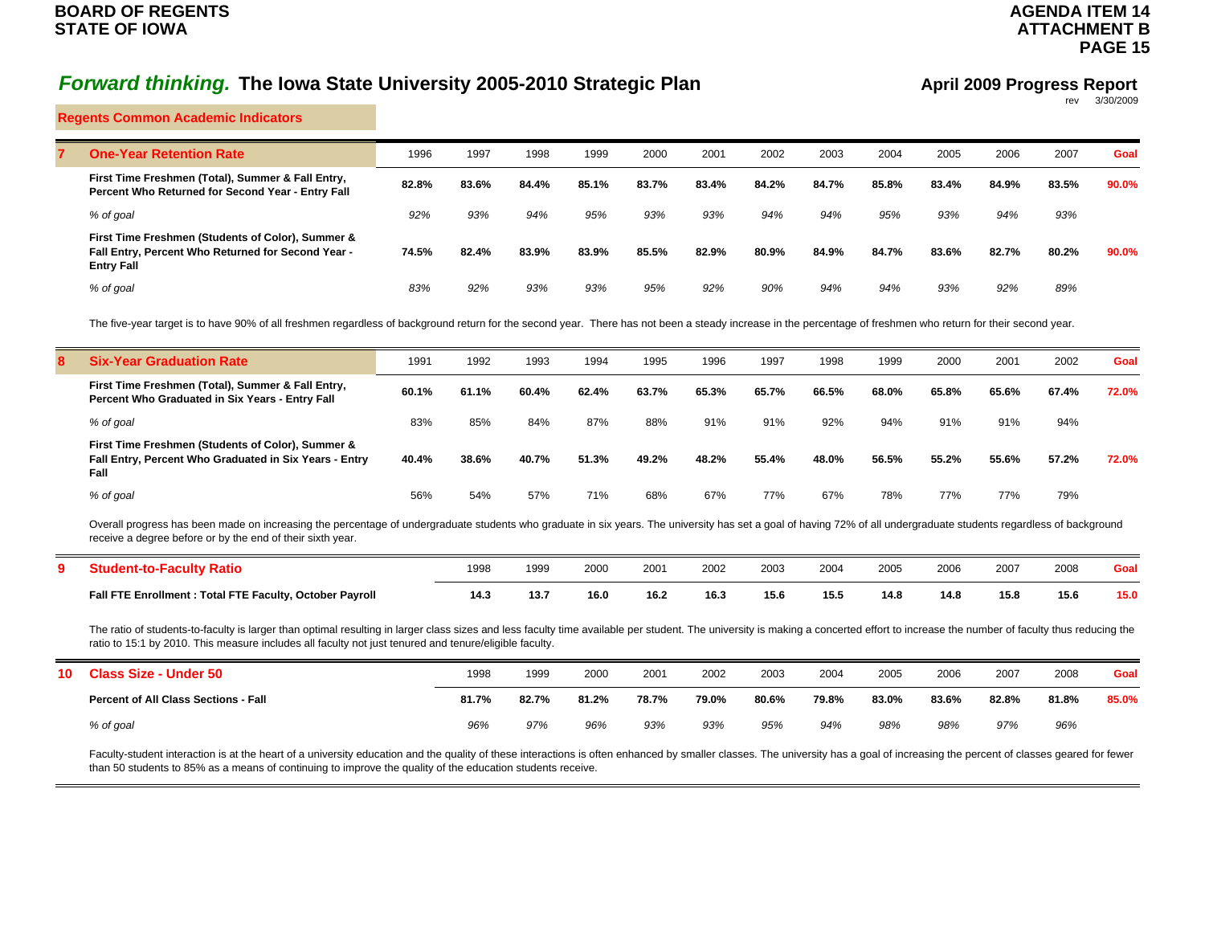# *Forward thinking.* The Iowa State University 2005-2010 Strategic Plan

**April 2009 Progress Report**

rev 3/30/2009

## Regents Common Academic Indicators

| 7 | **One-Year Retention Rate** | 1996 | 1997 | 1998 | 1999 | 2000 | 2001 | 2002 | 2003 | 2004 | 2005 | 2006 | 2007 | **Goal** |
|---|---|---|---|---|---|---|---|---|---|---|---|---|---|---|
| | **First Time Freshmen (Total), Summer & Fall Entry, Percent Who Returned for Second Year - Entry Fall** | **82.8%** | **83.6%** | **84.4%** | **85.1%** | **83.7%** | **83.4%** | **84.2%** | **84.7%** | **85.8%** | **83.4%** | **84.9%** | **83.5%** | **90.0%** |
| | *% of goal* | *92%* | *93%* | *94%* | *95%* | *93%* | *93%* | *94%* | *94%* | *95%* | *93%* | *94%* | *93%* | |
| | **First Time Freshmen (Students of Color), Summer & Fall Entry, Percent Who Returned for Second Year - Entry Fall** | **74.5%** | **82.4%** | **83.9%** | **83.9%** | **85.5%** | **82.9%** | **80.9%** | **84.9%** | **84.7%** | **83.6%** | **82.7%** | **80.2%** | **90.0%** |
| | *% of goal* | *83%* | *92%* | *93%* | *93%* | *95%* | *92%* | *90%* | *94%* | *94%* | *93%* | *92%* | *89%* | |

The five-year target is to have 90% of all freshmen regardless of background return for the second year. There has not been a steady increase in the percentage of freshmen who return for their second year.

| 8 | **Six-Year Graduation Rate** | 1991 | 1992 | 1993 | 1994 | 1995 | 1996 | 1997 | 1998 | 1999 | 2000 | 2001 | 2002 | **Goal** |
|---|---|---|---|---|---|---|---|---|---|---|---|---|---|---|
| | **First Time Freshmen (Total), Summer & Fall Entry, Percent Who Graduated in Six Years - Entry Fall** | **60.1%** | **61.1%** | **60.4%** | **62.4%** | **63.7%** | **65.3%** | **65.7%** | **66.5%** | **68.0%** | **65.8%** | **65.6%** | **67.4%** | **72.0%** |
| | *% of goal* | 83% | 85% | 84% | 87% | 88% | 91% | 91% | 92% | 94% | 91% | 91% | 94% | |
| | **First Time Freshmen (Students of Color), Summer & Fall Entry, Percent Who Graduated in Six Years - Entry Fall** | **40.4%** | **38.6%** | **40.7%** | **51.3%** | **49.2%** | **48.2%** | **55.4%** | **48.0%** | **56.5%** | **55.2%** | **55.6%** | **57.2%** | **72.0%** |
| | *% of goal* | 56% | 54% | 57% | 71% | 68% | 67% | 77% | 67% | 78% | 77% | 77% | 79% | |

Overall progress has been made on increasing the percentage of undergraduate students who graduate in six years. The university has set a goal of having 72% of all undergraduate students regardless of background receive a degree before or by the end of their sixth year.

| 9 | **Student-to-Faculty Ratio** | 1998 | 1999 | 2000 | 2001 | 2002 | 2003 | 2004 | 2005 | 2006 | 2007 | 2008 | **Goal** |
|---|---|---|---|---|---|---|---|---|---|---|---|---|---|
| | **Fall FTE Enrollment : Total FTE Faculty, October Payroll** | **14.3** | **13.7** | **16.0** | **16.2** | **16.3** | **15.6** | **15.5** | **14.8** | **14.8** | **15.8** | **15.6** | **15.0** |

The ratio of students-to-faculty is larger than optimal resulting in larger class sizes and less faculty time available per student. The university is making a concerted effort to increase the number of faculty thus reducing the ratio to 15:1 by 2010. This measure includes all faculty not just tenured and tenure/eligible faculty.

| 10 | **Class Size - Under 50** | 1998 | 1999 | 2000 | 2001 | 2002 | 2003 | 2004 | 2005 | 2006 | 2007 | 2008 | **Goal** |
|---|---|---|---|---|---|---|---|---|---|---|---|---|---|
| | **Percent of All Class Sections - Fall** | **81.7%** | **82.7%** | **81.2%** | **78.7%** | **79.0%** | **80.6%** | **79.8%** | **83.0%** | **83.6%** | **82.8%** | **81.8%** | **85.0%** |
| | *% of goal* | *96%* | *97%* | *96%* | *93%* | *93%* | *95%* | *94%* | *98%* | *98%* | *97%* | *96%* | |

Faculty-student interaction is at the heart of a university education and the quality of these interactions is often enhanced by smaller classes. The university has a goal of increasing the percent of classes geared for fewer than 50 students to 85% as a means of continuing to improve the quality of the education students receive.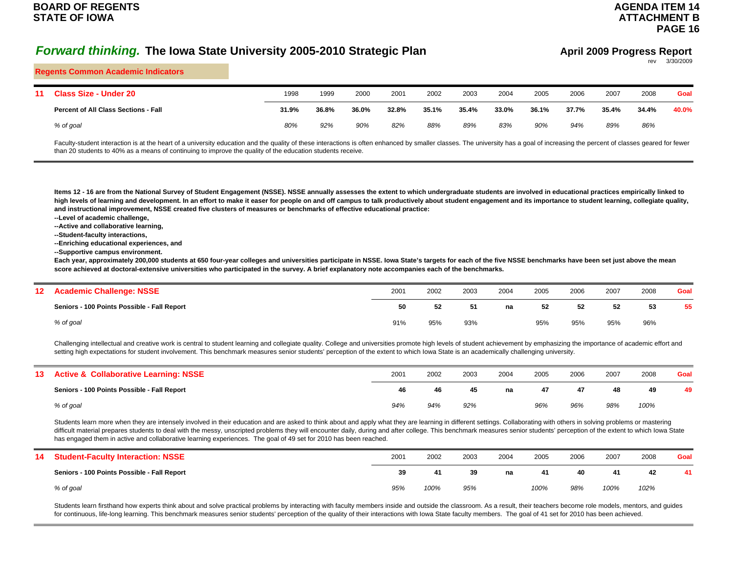# *Forward thinking.* The Iowa State University 2005-2010 Strategic Plan

**April 2009 Progress Report**

rev 3/30/2009

## Regents Common Academic Indicators

| 11 | Class Size - Under 20 | 1998 | 1999 | 2000 | 2001 | 2002 | 2003 | 2004 | 2005 | 2006 | 2007 | 2008 | Goal |
|---|---|---|---|---|---|---|---|---|---|---|---|---|---|
| | **Percent of All Class Sections - Fall** | **31.9%** | **36.8%** | **36.0%** | **32.8%** | **35.1%** | **35.4%** | **33.0%** | **36.1%** | **37.7%** | **35.4%** | **34.4%** | **40.0%** |
| | *% of goal* | *80%* | *92%* | *90%* | *82%* | *88%* | *89%* | *83%* | *90%* | *94%* | *89%* | *86%* | |

Faculty-student interaction is at the heart of a university education and the quality of these interactions is often enhanced by smaller classes. The university has a goal of increasing the percent of classes geared for fewer than 20 students to 40% as a means of continuing to improve the quality of the education students receive.

**Items 12 - 16 are from the National Survey of Student Engagement (NSSE). NSSE annually assesses the extent to which undergraduate students are involved in educational practices empirically linked to high levels of learning and development. In an effort to make it easer for people on and off campus to talk productively about student engagement and its importance to student learning, collegiate quality, and instructional improvement, NSSE created five clusters of measures or benchmarks of effective educational practice:**

**--Level of academic challenge,**
**--Active and collaborative learning,**
**--Student-faculty interactions,**
**--Enriching educational experiences, and**
**--Supportive campus environment.**

**Each year, approximately 200,000 students at 650 four-year colleges and universities participate in NSSE. Iowa State's targets for each of the five NSSE benchmarks have been set just above the mean score achieved at doctoral-extensive universities who participated in the survey. A brief explanatory note accompanies each of the benchmarks.**

| 12 | Academic Challenge: NSSE | 2001 | 2002 | 2003 | 2004 | 2005 | 2006 | 2007 | 2008 | Goal |
|---|---|---|---|---|---|---|---|---|---|---|
| | **Seniors - 100 Points Possible - Fall Report** | **50** | **52** | **51** | **na** | **52** | **52** | **52** | **53** | **55** |
| | *% of goal* | 91% | 95% | 93% | | 95% | 95% | 95% | 96% | |

Challenging intellectual and creative work is central to student learning and collegiate quality. College and universities promote high levels of student achievement by emphasizing the importance of academic effort and setting high expectations for student involvement. This benchmark measures senior students' perception of the extent to which Iowa State is an academically challenging university.

| 13 | Active & Collaborative Learning: NSSE | 2001 | 2002 | 2003 | 2004 | 2005 | 2006 | 2007 | 2008 | Goal |
|---|---|---|---|---|---|---|---|---|---|---|
| | **Seniors - 100 Points Possible - Fall Report** | **46** | **46** | **45** | **na** | **47** | **47** | **48** | **49** | **49** |
| | *% of goal* | *94%* | *94%* | *92%* | | *96%* | *96%* | *98%* | *100%* | |

Students learn more when they are intensely involved in their education and are asked to think about and apply what they are learning in different settings. Collaborating with others in solving problems or mastering difficult material prepares students to deal with the messy, unscripted problems they will encounter daily, during and after college. This benchmark measures senior students' perception of the extent to which Iowa State has engaged them in active and collaborative learning experiences. The goal of 49 set for 2010 has been reached.

| 14 | Student-Faculty Interaction: NSSE | 2001 | 2002 | 2003 | 2004 | 2005 | 2006 | 2007 | 2008 | Goal |
|---|---|---|---|---|---|---|---|---|---|---|
| | **Seniors - 100 Points Possible - Fall Report** | **39** | **41** | **39** | **na** | **41** | **40** | **41** | **42** | **41** |
| | *% of goal* | *95%* | *100%* | *95%* | | *100%* | *98%* | *100%* | *102%* | |

Students learn firsthand how experts think about and solve practical problems by interacting with faculty members inside and outside the classroom. As a result, their teachers become role models, mentors, and guides for continuous, life-long learning. This benchmark measures senior students' perception of the quality of their interactions with Iowa State faculty members. The goal of 41 set for 2010 has been achieved.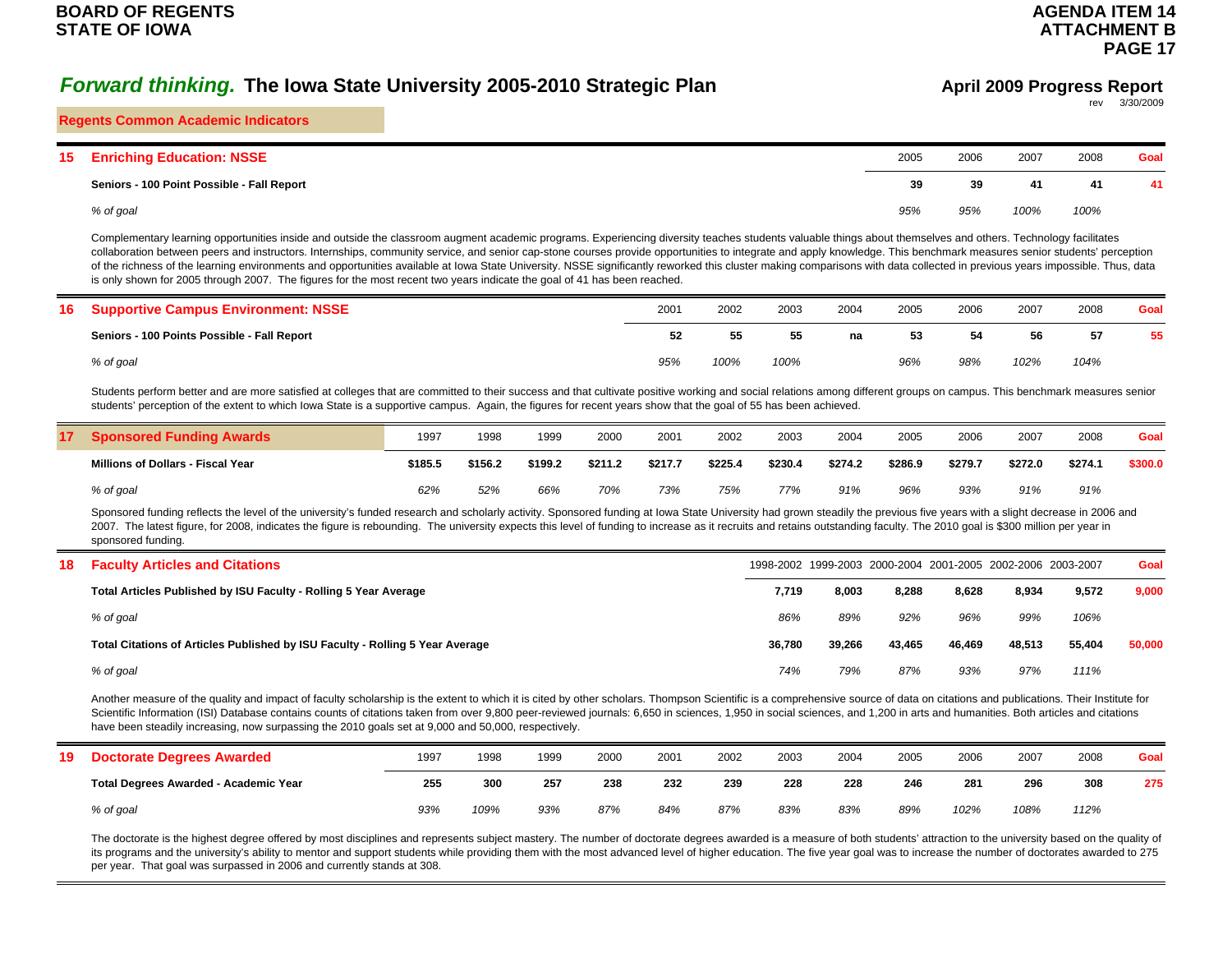# *Forward thinking.* The Iowa State University 2005-2010 Strategic Plan

**April 2009 Progress Report**

rev 3/30/2009

## Regents Common Academic Indicators

### 15 Enriching Education: NSSE

| | 2005 | 2006 | 2007 | 2008 | Goal |
|---|---|---|---|---|---|
| **Seniors - 100 Point Possible - Fall Report** | **39** | **39** | **41** | **41** | **41** |
| *% of goal* | *95%* | *95%* | *100%* | *100%* | |

Complementary learning opportunities inside and outside the classroom augment academic programs. Experiencing diversity teaches students valuable things about themselves and others. Technology facilitates collaboration between peers and instructors. Internships, community service, and senior cap-stone courses provide opportunities to integrate and apply knowledge. This benchmark measures senior students' perception of the richness of the learning environments and opportunities available at Iowa State University. NSSE significantly reworked this cluster making comparisons with data collected in previous years impossible. Thus, data is only shown for 2005 through 2007. The figures for the most recent two years indicate the goal of 41 has been reached.

### 16 Supportive Campus Environment: NSSE

| | 2001 | 2002 | 2003 | 2004 | 2005 | 2006 | 2007 | 2008 | Goal |
|---|---|---|---|---|---|---|---|---|---|
| **Seniors - 100 Points Possible - Fall Report** | **52** | **55** | **55** | **na** | **53** | **54** | **56** | **57** | **55** |
| *% of goal* | *95%* | *100%* | *100%* | | *96%* | *98%* | *102%* | *104%* | |

Students perform better and are more satisfied at colleges that are committed to their success and that cultivate positive working and social relations among different groups on campus. This benchmark measures senior students' perception of the extent to which Iowa State is a supportive campus. Again, the figures for recent years show that the goal of 55 has been achieved.

### 17 Sponsored Funding Awards

| | 1997 | 1998 | 1999 | 2000 | 2001 | 2002 | 2003 | 2004 | 2005 | 2006 | 2007 | 2008 | Goal |
|---|---|---|---|---|---|---|---|---|---|---|---|---|---|
| **Millions of Dollars - Fiscal Year** | **$185.5** | **$156.2** | **$199.2** | **$211.2** | **$217.7** | **$225.4** | **$230.4** | **$274.2** | **$286.9** | **$279.7** | **$272.0** | **$274.1** | **$300.0** |
| *% of goal* | *62%* | *52%* | *66%* | *70%* | *73%* | *75%* | *77%* | *91%* | *96%* | *93%* | *91%* | *91%* | |

Sponsored funding reflects the level of the university's funded research and scholarly activity. Sponsored funding at Iowa State University had grown steadily the previous five years with a slight decrease in 2006 and 2007. The latest figure, for 2008, indicates the figure is rebounding. The university expects this level of funding to increase as it recruits and retains outstanding faculty. The 2010 goal is $300 million per year in sponsored funding.

### 18 Faculty Articles and Citations

| | 1998-2002 | 1999-2003 | 2000-2004 | 2001-2005 | 2002-2006 | 2003-2007 | Goal |
|---|---|---|---|---|---|---|---|
| **Total Articles Published by ISU Faculty - Rolling 5 Year Average** | **7,719** | **8,003** | **8,288** | **8,628** | **8,934** | **9,572** | **9,000** |
| *% of goal* | *86%* | *89%* | *92%* | *96%* | *99%* | *106%* | |
| **Total Citations of Articles Published by ISU Faculty - Rolling 5 Year Average** | **36,780** | **39,266** | **43,465** | **46,469** | **48,513** | **55,404** | **50,000** |
| *% of goal* | *74%* | *79%* | *87%* | *93%* | *97%* | *111%* | |

Another measure of the quality and impact of faculty scholarship is the extent to which it is cited by other scholars. Thompson Scientific is a comprehensive source of data on citations and publications. Their Institute for Scientific Information (ISI) Database contains counts of citations taken from over 9,800 peer-reviewed journals: 6,650 in sciences, 1,950 in social sciences, and 1,200 in arts and humanities. Both articles and citations have been steadily increasing, now surpassing the 2010 goals set at 9,000 and 50,000, respectively.

### 19 Doctorate Degrees Awarded

| | 1997 | 1998 | 1999 | 2000 | 2001 | 2002 | 2003 | 2004 | 2005 | 2006 | 2007 | 2008 | Goal |
|---|---|---|---|---|---|---|---|---|---|---|---|---|---|
| **Total Degrees Awarded - Academic Year** | **255** | **300** | **257** | **238** | **232** | **239** | **228** | **228** | **246** | **281** | **296** | **308** | **275** |
| *% of goal* | *93%* | *109%* | *93%* | *87%* | *84%* | *87%* | *83%* | *83%* | *89%* | *102%* | *108%* | *112%* | |

The doctorate is the highest degree offered by most disciplines and represents subject mastery. The number of doctorate degrees awarded is a measure of both students' attraction to the university based on the quality of its programs and the university's ability to mentor and support students while providing them with the most advanced level of higher education. The five year goal was to increase the number of doctorates awarded to 275 per year. That goal was surpassed in 2006 and currently stands at 308.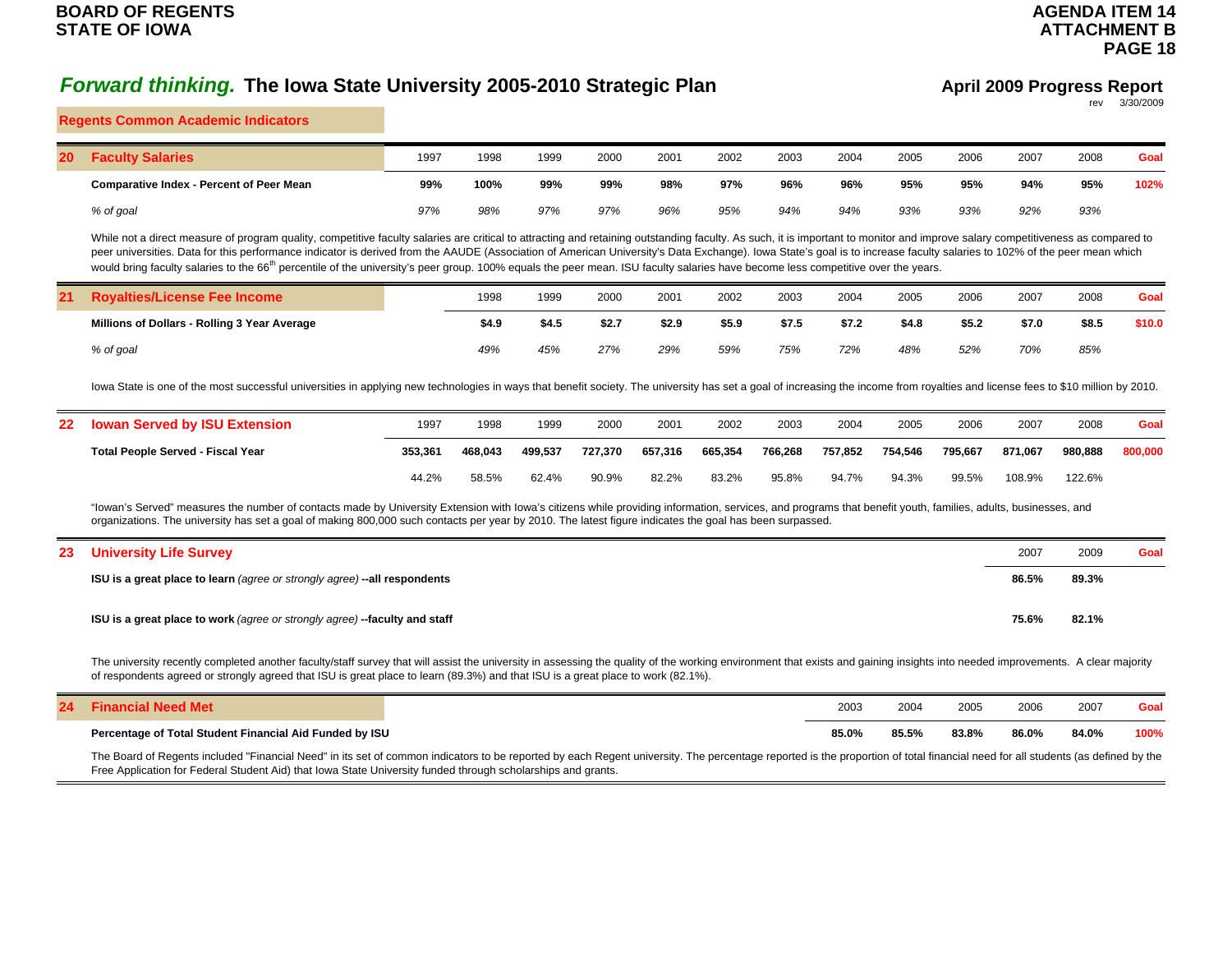# *Forward thinking.* The Iowa State University 2005-2010 Strategic Plan

**April 2009 Progress Report**

rev 3/30/2009

## Regents Common Academic Indicators

| 20 | Faculty Salaries | 1997 | 1998 | 1999 | 2000 | 2001 | 2002 | 2003 | 2004 | 2005 | 2006 | 2007 | 2008 | Goal |
|---|---|---|---|---|---|---|---|---|---|---|---|---|---|---|
| | **Comparative Index - Percent of Peer Mean** | **99%** | **100%** | **99%** | **99%** | **98%** | **97%** | **96%** | **96%** | **95%** | **95%** | **94%** | **95%** | **102%** |
| | *% of goal* | *97%* | *98%* | *97%* | *97%* | *96%* | *95%* | *94%* | *94%* | *93%* | *93%* | *92%* | *93%* | |

While not a direct measure of program quality, competitive faculty salaries are critical to attracting and retaining outstanding faculty. As such, it is important to monitor and improve salary competitiveness as compared to peer universities. Data for this performance indicator is derived from the AAUDE (Association of American University's Data Exchange). Iowa State's goal is to increase faculty salaries to 102% of the peer mean which would bring faculty salaries to the 66th percentile of the university's peer group. 100% equals the peer mean. ISU faculty salaries have become less competitive over the years.

| 21 | Royalties/License Fee Income | 1998 | 1999 | 2000 | 2001 | 2002 | 2003 | 2004 | 2005 | 2006 | 2007 | 2008 | Goal |
|---|---|---|---|---|---|---|---|---|---|---|---|---|---|
| | **Millions of Dollars - Rolling 3 Year Average** | **$4.9** | **$4.5** | **$2.7** | **$2.9** | **$5.9** | **$7.5** | **$7.2** | **$4.8** | **$5.2** | **$7.0** | **$8.5** | **$10.0** |
| | *% of goal* | *49%* | *45%* | *27%* | *29%* | *59%* | *75%* | *72%* | *48%* | *52%* | *70%* | *85%* | |

Iowa State is one of the most successful universities in applying new technologies in ways that benefit society. The university has set a goal of increasing the income from royalties and license fees to $10 million by 2010.

| 22 | Iowan Served by ISU Extension | 1997 | 1998 | 1999 | 2000 | 2001 | 2002 | 2003 | 2004 | 2005 | 2006 | 2007 | 2008 | Goal |
|---|---|---|---|---|---|---|---|---|---|---|---|---|---|---|
| | **Total People Served - Fiscal Year** | **353,361** | **468,043** | **499,537** | **727,370** | **657,316** | **665,354** | **766,268** | **757,852** | **754,546** | **795,667** | **871,067** | **980,888** | **800,000** |
| | | 44.2% | 58.5% | 62.4% | 90.9% | 82.2% | 83.2% | 95.8% | 94.7% | 94.3% | 99.5% | 108.9% | 122.6% | |

"Iowan's Served" measures the number of contacts made by University Extension with Iowa's citizens while providing information, services, and programs that benefit youth, families, adults, businesses, and organizations. The university has set a goal of making 800,000 such contacts per year by 2010. The latest figure indicates the goal has been surpassed.

| 23 | University Life Survey | 2007 | 2009 | Goal |
|---|---|---|---|---|
| | **ISU is a great place to learn** *(agree or strongly agree)* **--all respondents** | **86.5%** | **89.3%** | |
| | **ISU is a great place to work** *(agree or strongly agree)* **--faculty and staff** | **75.6%** | **82.1%** | |

The university recently completed another faculty/staff survey that will assist the university in assessing the quality of the working environment that exists and gaining insights into needed improvements. A clear majority of respondents agreed or strongly agreed that ISU is great place to learn (89.3%) and that ISU is a great place to work (82.1%).

| 24 | Financial Need Met | 2003 | 2004 | 2005 | 2006 | 2007 | Goal |
|---|---|---|---|---|---|---|---|
| | **Percentage of Total Student Financial Aid Funded by ISU** | **85.0%** | **85.5%** | **83.8%** | **86.0%** | **84.0%** | **100%** |

The Board of Regents included "Financial Need" in its set of common indicators to be reported by each Regent university. The percentage reported is the proportion of total financial need for all students (as defined by the Free Application for Federal Student Aid) that Iowa State University funded through scholarships and grants.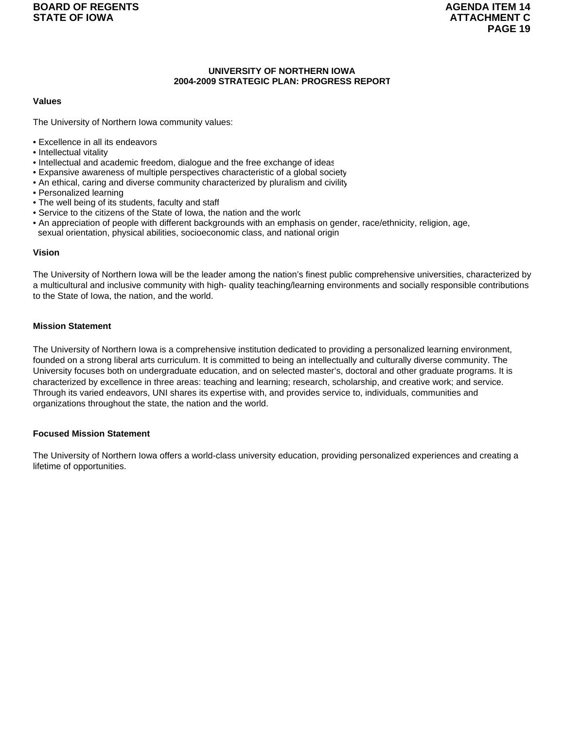# UNIVERSITY OF NORTHERN IOWA
## 2004-2009 STRATEGIC PLAN: PROGRESS REPORT

### Values

The University of Northern Iowa community values:

- Excellence in all its endeavors
- Intellectual vitality
- Intellectual and academic freedom, dialogue and the free exchange of ideas
- Expansive awareness of multiple perspectives characteristic of a global society
- An ethical, caring and diverse community characterized by pluralism and civility
- Personalized learning
- The well being of its students, faculty and staff
- Service to the citizens of the State of Iowa, the nation and the world
- An appreciation of people with different backgrounds with an emphasis on gender, race/ethnicity, religion, age, sexual orientation, physical abilities, socioeconomic class, and national origin

### Vision

The University of Northern Iowa will be the leader among the nation's finest public comprehensive universities, characterized by a multicultural and inclusive community with high- quality teaching/learning environments and socially responsible contributions to the State of Iowa, the nation, and the world.

### Mission Statement

The University of Northern Iowa is a comprehensive institution dedicated to providing a personalized learning environment, founded on a strong liberal arts curriculum. It is committed to being an intellectually and culturally diverse community. The University focuses both on undergraduate education, and on selected master's, doctoral and other graduate programs. It is characterized by excellence in three areas: teaching and learning; research, scholarship, and creative work; and service. Through its varied endeavors, UNI shares its expertise with, and provides service to, individuals, communities and organizations throughout the state, the nation and the world.

### Focused Mission Statement

The University of Northern Iowa offers a world-class university education, providing personalized experiences and creating a lifetime of opportunities.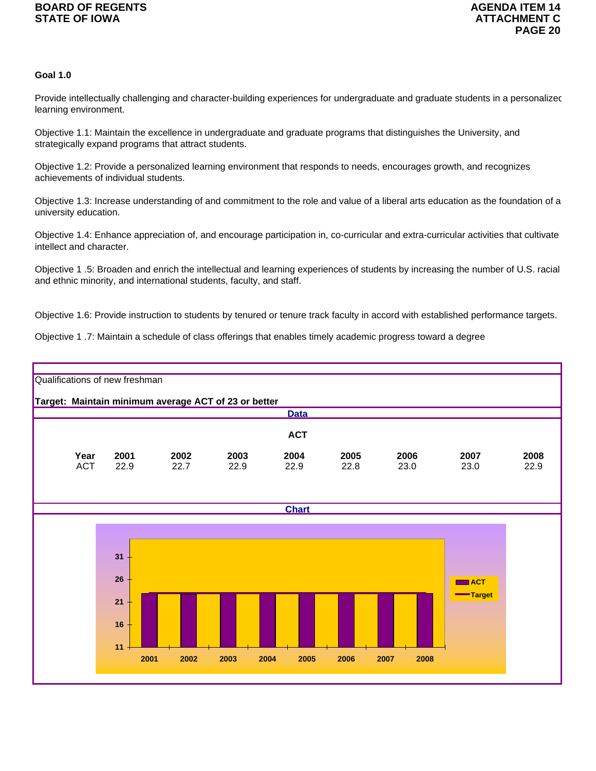**Goal 1.0**

Provide intellectually challenging and character-building experiences for undergraduate and graduate students in a personalized learning environment.

Objective 1.1: Maintain the excellence in undergraduate and graduate programs that distinguishes the University, and strategically expand programs that attract students.

Objective 1.2: Provide a personalized learning environment that responds to needs, encourages growth, and recognizes achievements of individual students.

Objective 1.3: Increase understanding of and commitment to the role and value of a liberal arts education as the foundation of a university education.

Objective 1.4: Enhance appreciation of, and encourage participation in, co-curricular and extra-curricular activities that cultivate intellect and character.

Objective 1 .5: Broaden and enrich the intellectual and learning experiences of students by increasing the number of U.S. racial and ethnic minority, and international students, faculty, and staff.

Objective 1.6: Provide instruction to students by tenured or tenure track faculty in accord with established performance targets.

Objective 1 .7: Maintain a schedule of class offerings that enables timely academic progress toward a degree

Qualifications of new freshman

**Target: Maintain minimum average ACT of 23 or better**

**Data**

**ACT**

| Year | 2001 | 2002 | 2003 | 2004 | 2005 | 2006 | 2007 | 2008 |
|---|---|---|---|---|---|---|---|---|
| ACT | 22.9 | 22.7 | 22.9 | 22.9 | 22.8 | 23.0 | 23.0 | 22.9 |

**Chart**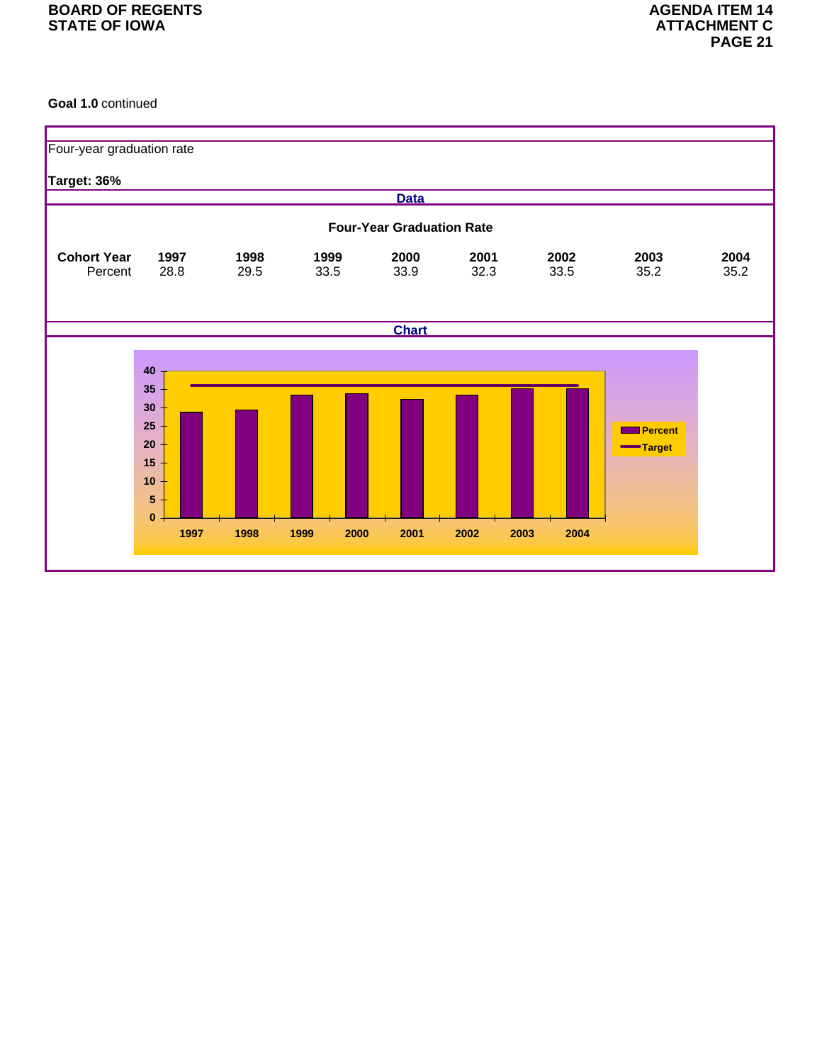**Goal 1.0** continued

Four-year graduation rate

**Target: 36%**

**Data**

**Four-Year Graduation Rate**

| **Cohort Year** | **1997** | **1998** | **1999** | **2000** | **2001** | **2002** | **2003** | **2004** |
|---|---|---|---|---|---|---|---|---|
| Percent | 28.8 | 29.5 | 33.5 | 33.9 | 32.3 | 33.5 | 35.2 | 35.2 |

**Chart**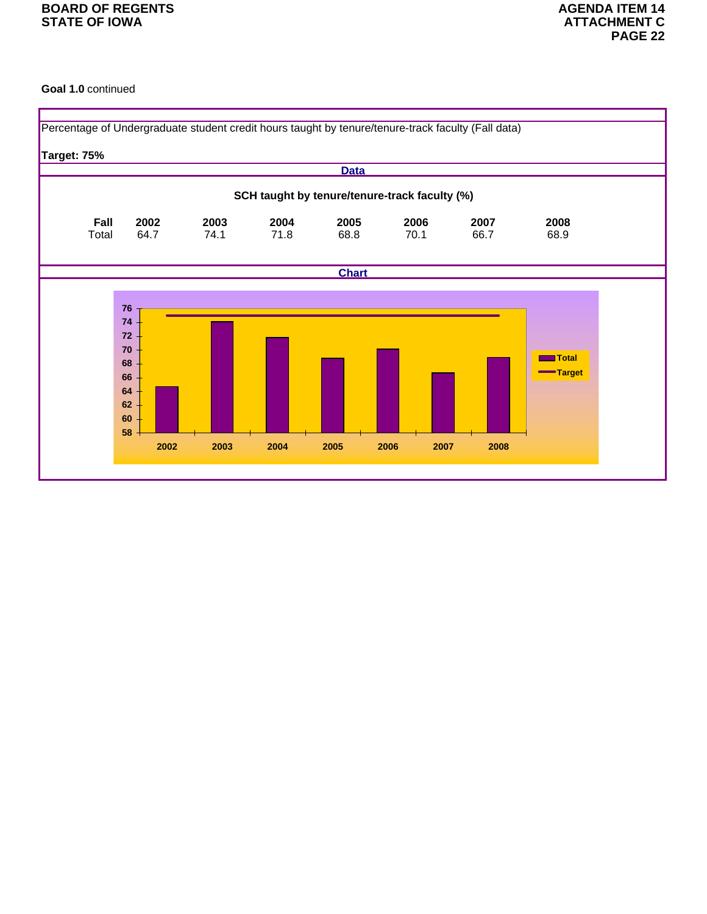**Goal 1.0** continued

Percentage of Undergraduate student credit hours taught by tenure/tenure-track faculty (Fall data)

**Target: 75%**

**Data**

**SCH taught by tenure/tenure-track faculty (%)**

| Fall | 2002 | 2003 | 2004 | 2005 | 2006 | 2007 | 2008 |
|---|---|---|---|---|---|---|---|
| Total | 64.7 | 74.1 | 71.8 | 68.8 | 70.1 | 66.7 | 68.9 |

**Chart**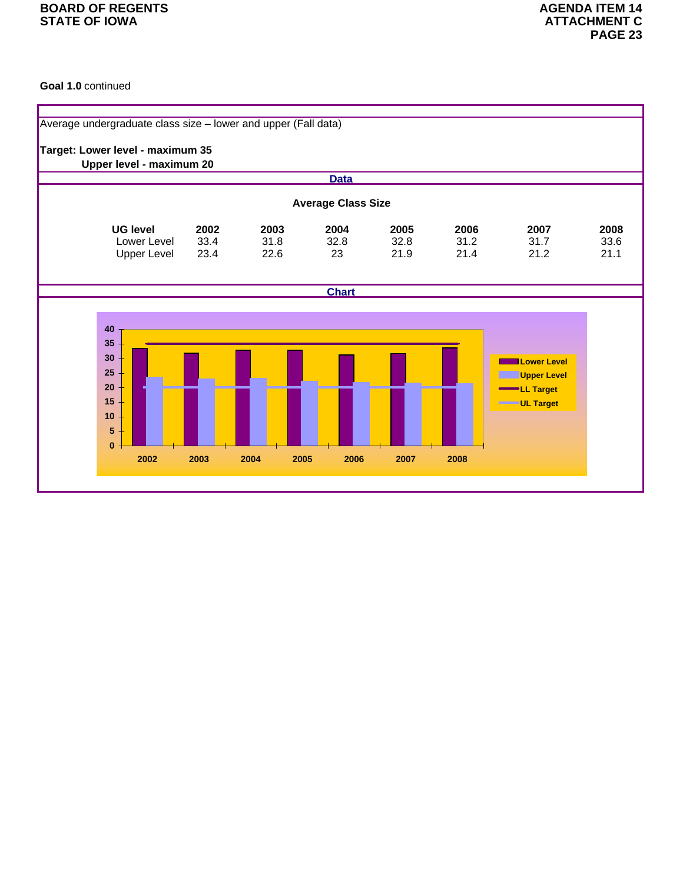**Goal 1.0** continued

Average undergraduate class size – lower and upper (Fall data)

**Target: Lower level - maximum 35**
**Upper level - maximum 20**

**Data**

**Average Class Size**

| UG level | 2002 | 2003 | 2004 | 2005 | 2006 | 2007 | 2008 |
|---|---|---|---|---|---|---|---|
| Lower Level | 33.4 | 31.8 | 32.8 | 32.8 | 31.2 | 31.7 | 33.6 |
| Upper Level | 23.4 | 22.6 | 23 | 21.9 | 21.4 | 21.2 | 21.1 |

**Chart**

| Year | Lower Level | Upper Level | LL Target | UL Target |
|---|---|---|---|---|
| 2002 | 33.4 | 23.4 | 35 | 20 |
| 2003 | 31.8 | 22.6 | 35 | 20 |
| 2004 | 32.8 | 23 | 35 | 20 |
| 2005 | 32.8 | 21.9 | 35 | 20 |
| 2006 | 31.2 | 21.4 | 35 | 20 |
| 2007 | 31.7 | 21.2 | 35 | 20 |
| 2008 | 33.6 | 21.1 | 35 | 20 |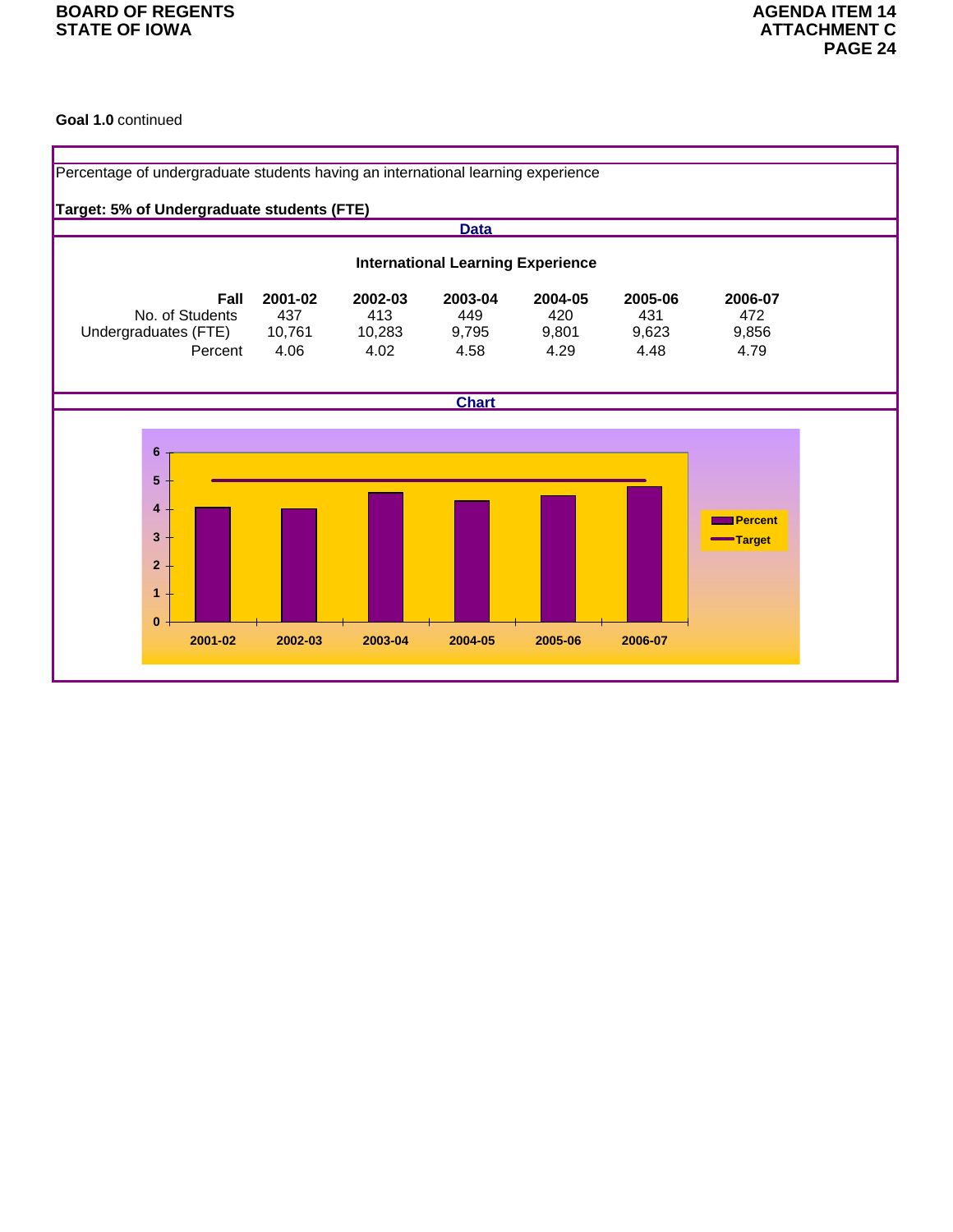**Goal 1.0** continued

Percentage of undergraduate students having an international learning experience

**Target: 5% of Undergraduate students (FTE)**

**Data**

**International Learning Experience**

| Fall | 2001-02 | 2002-03 | 2003-04 | 2004-05 | 2005-06 | 2006-07 |
|---|---|---|---|---|---|---|
| No. of Students | 437 | 413 | 449 | 420 | 431 | 472 |
| Undergraduates (FTE) | 10,761 | 10,283 | 9,795 | 9,801 | 9,623 | 9,856 |
| Percent | 4.06 | 4.02 | 4.58 | 4.29 | 4.48 | 4.79 |

**Chart**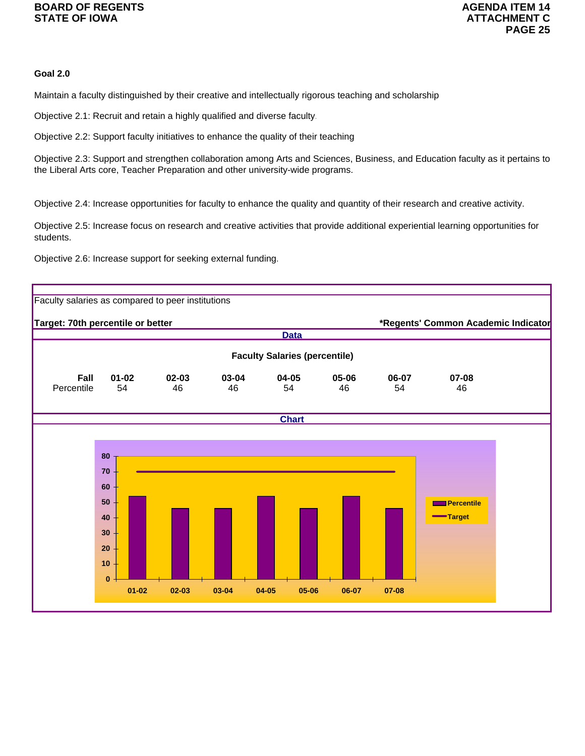**Goal 2.0**

Maintain a faculty distinguished by their creative and intellectually rigorous teaching and scholarship

Objective 2.1: Recruit and retain a highly qualified and diverse faculty.

Objective 2.2: Support faculty initiatives to enhance the quality of their teaching

Objective 2.3: Support and strengthen collaboration among Arts and Sciences, Business, and Education faculty as it pertains to the Liberal Arts core, Teacher Preparation and other university-wide programs.

Objective 2.4: Increase opportunities for faculty to enhance the quality and quantity of their research and creative activity.

Objective 2.5: Increase focus on research and creative activities that provide additional experiential learning opportunities for students.

Objective 2.6: Increase support for seeking external funding.

Faculty salaries as compared to peer institutions

**Target: 70th percentile or better** **\*Regents' Common Academic Indicator**

**Data**

**Faculty Salaries (percentile)**

| Fall | 01-02 | 02-03 | 03-04 | 04-05 | 05-06 | 06-07 | 07-08 |
|---|---|---|---|---|---|---|---|
| Percentile | 54 | 46 | 46 | 54 | 46 | 54 | 46 |

**Chart**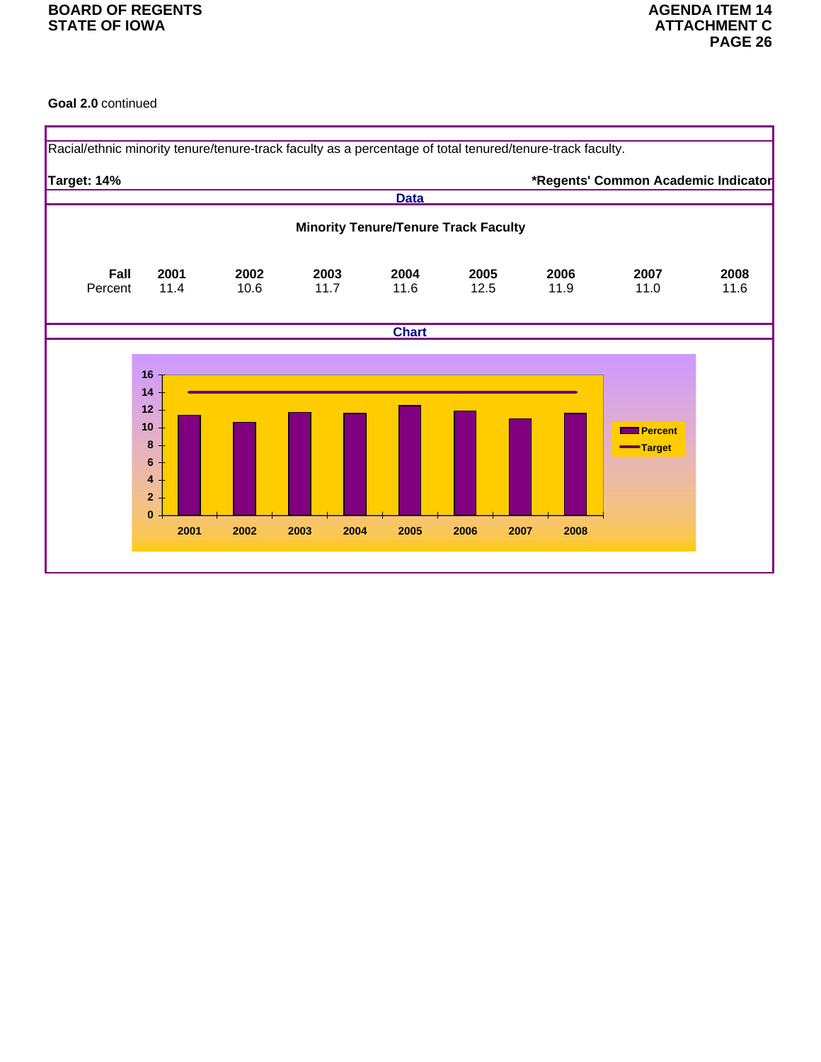**Goal 2.0** continued

Racial/ethnic minority tenure/tenure-track faculty as a percentage of total tenured/tenure-track faculty.

**Target: 14%** **\*Regents' Common Academic Indicator**

**Data**

**Minority Tenure/Tenure Track Faculty**

| **Fall** | **2001** | **2002** | **2003** | **2004** | **2005** | **2006** | **2007** | **2008** |
|---|---|---|---|---|---|---|---|---|
| Percent | 11.4 | 10.6 | 11.7 | 11.6 | 12.5 | 11.9 | 11.0 | 11.6 |

**Chart**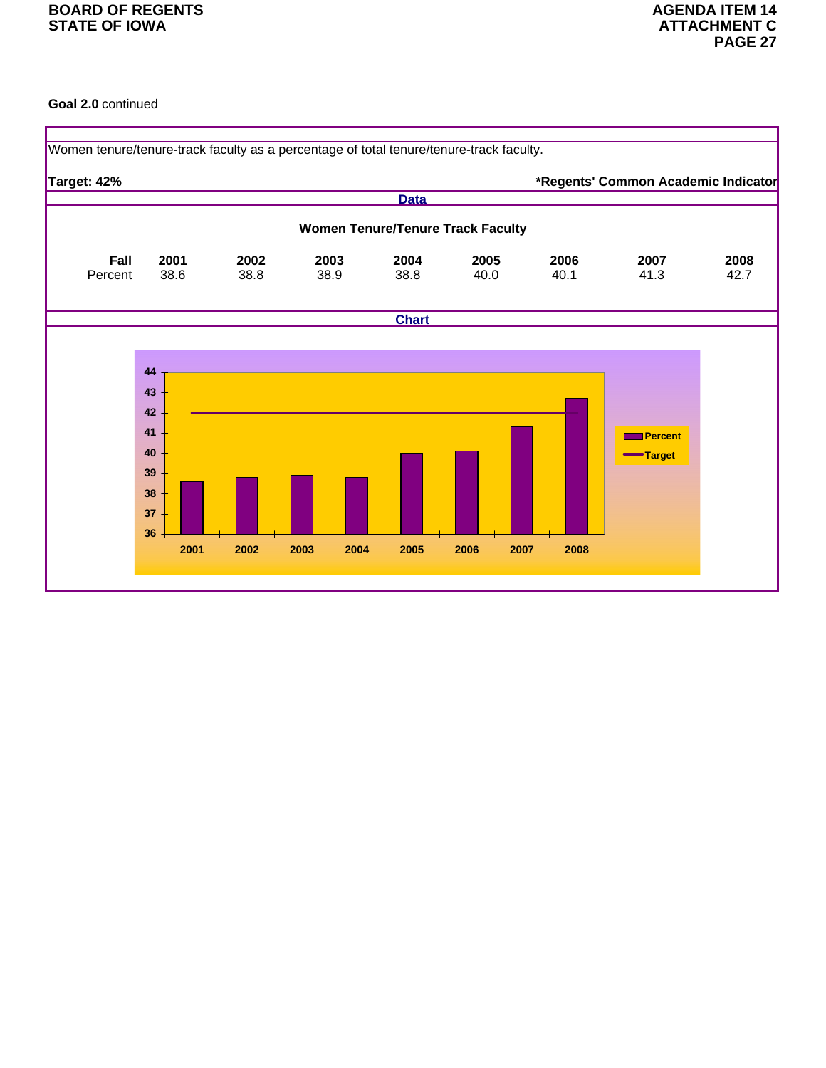**Goal 2.0** continued

Women tenure/tenure-track faculty as a percentage of total tenure/tenure-track faculty.

**Target: 42%** **\*Regents' Common Academic Indicator**

**Data**

**Women Tenure/Tenure Track Faculty**

| **Fall** | **2001** | **2002** | **2003** | **2004** | **2005** | **2006** | **2007** | **2008** |
|---|---|---|---|---|---|---|---|---|
| Percent | 38.6 | 38.8 | 38.9 | 38.8 | 40.0 | 40.1 | 41.3 | 42.7 |

**Chart**

| Year | Percent | Target |
|---|---|---|
| 2001 | 38.6 | 42 |
| 2002 | 38.8 | 42 |
| 2003 | 38.9 | 42 |
| 2004 | 38.8 | 42 |
| 2005 | 40.0 | 42 |
| 2006 | 40.1 | 42 |
| 2007 | 41.3 | 42 |
| 2008 | 42.7 | 42 |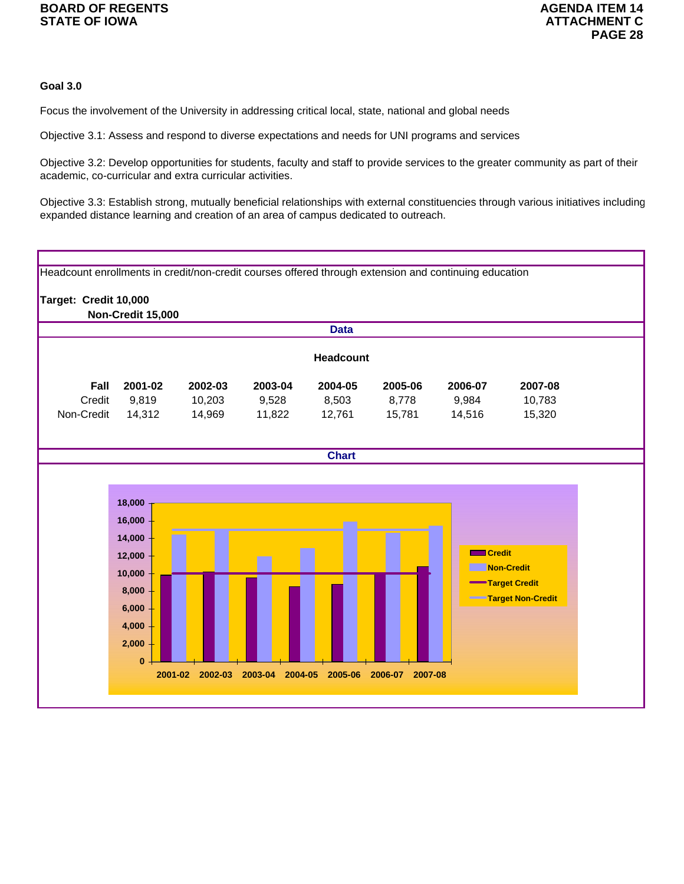**Goal 3.0**

Focus the involvement of the University in addressing critical local, state, national and global needs

Objective 3.1: Assess and respond to diverse expectations and needs for UNI programs and services

Objective 3.2: Develop opportunities for students, faculty and staff to provide services to the greater community as part of their academic, co-curricular and extra curricular activities.

Objective 3.3: Establish strong, mutually beneficial relationships with external constituencies through various initiatives including expanded distance learning and creation of an area of campus dedicated to outreach.

Headcount enrollments in credit/non-credit courses offered through extension and continuing education

**Target: Credit 10,000**
**Non-Credit 15,000**

**Data**

**Headcount**

| Fall | 2001-02 | 2002-03 | 2003-04 | 2004-05 | 2005-06 | 2006-07 | 2007-08 |
|---|---|---|---|---|---|---|---|
| Credit | 9,819 | 10,203 | 9,528 | 8,503 | 8,778 | 9,984 | 10,783 |
| Non-Credit | 14,312 | 14,969 | 11,822 | 12,761 | 15,781 | 14,516 | 15,320 |

**Chart**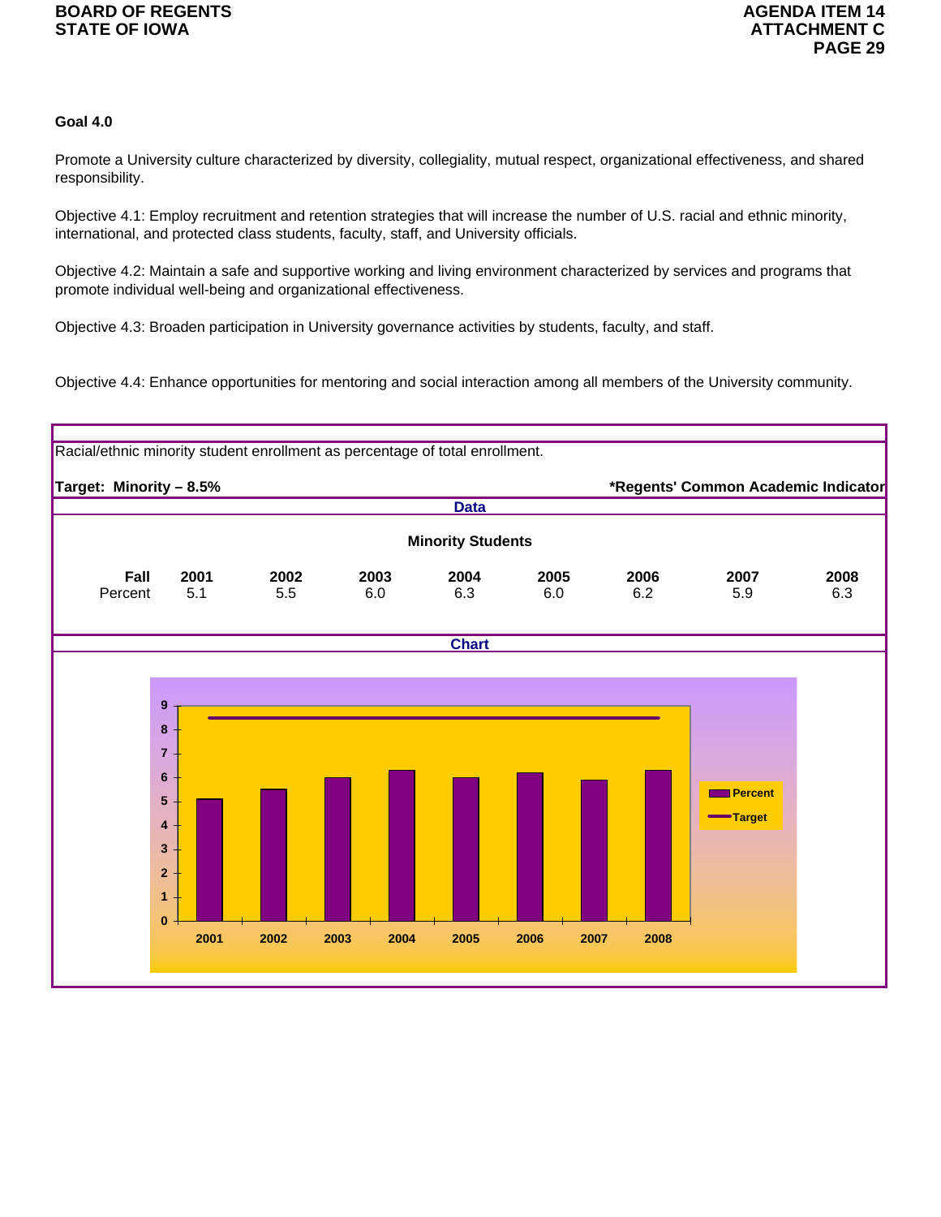**Goal 4.0**

Promote a University culture characterized by diversity, collegiality, mutual respect, organizational effectiveness, and shared responsibility.

Objective 4.1: Employ recruitment and retention strategies that will increase the number of U.S. racial and ethnic minority, international, and protected class students, faculty, staff, and University officials.

Objective 4.2: Maintain a safe and supportive working and living environment characterized by services and programs that promote individual well-being and organizational effectiveness.

Objective 4.3: Broaden participation in University governance activities by students, faculty, and staff.

Objective 4.4: Enhance opportunities for mentoring and social interaction among all members of the University community.

Racial/ethnic minority student enrollment as percentage of total enrollment.

**Target: Minority – 8.5%** **\*Regents' Common Academic Indicator**

**Data**

**Minority Students**

| **Fall** | **2001** | **2002** | **2003** | **2004** | **2005** | **2006** | **2007** | **2008** |
|---|---|---|---|---|---|---|---|---|
| Percent | 5.1 | 5.5 | 6.0 | 6.3 | 6.0 | 6.2 | 5.9 | 6.3 |

**Chart**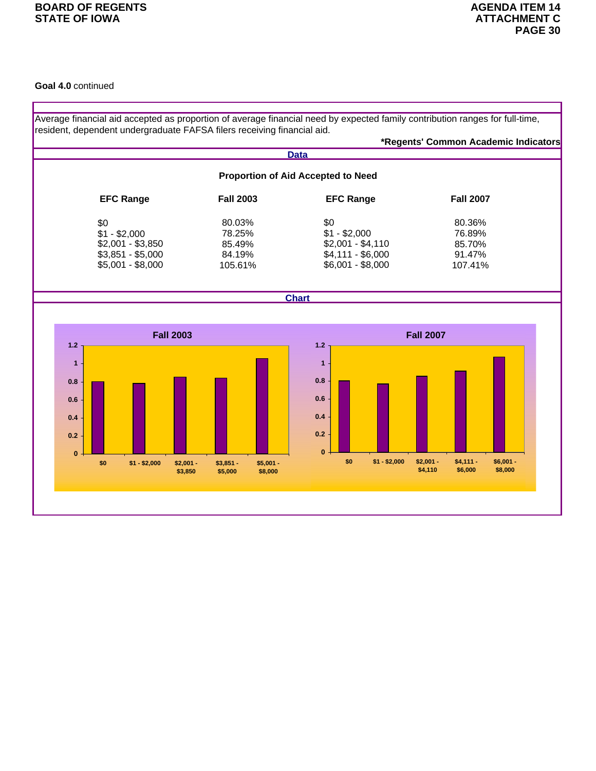**Goal 4.0** continued

Average financial aid accepted as proportion of average financial need by expected family contribution ranges for full-time, resident, dependent undergraduate FAFSA filers receiving financial aid.

**\*Regents' Common Academic Indicators**

**Data**

**Proportion of Aid Accepted to Need**

| EFC Range | Fall 2003 | EFC Range | Fall 2007 |
|---|---|---|---|
| $0 | 80.03% | $0 | 80.36% |
| $1 - $2,000 | 78.25% | $1 - $2,000 | 76.89% |
| $2,001 - $3,850 | 85.49% | $2,001 - $4,110 | 85.70% |
| $3,851 - $5,000 | 84.19% | $4,111 - $6,000 | 91.47% |
| $5,001 - $8,000 | 105.61% | $6,001 - $8,000 | 107.41% |

**Chart**

**Fall 2003**

| EFC Range | Value |
|---|---|
| $0 | 0.80 |
| $1 - $2,000 | 0.78 |
| $2,001 - $3,850 | 0.85 |
| $3,851 - $5,000 | 0.84 |
| $5,001 - $8,000 | 1.06 |

**Fall 2007**

| EFC Range | Value |
|---|---|
| $0 | 0.80 |
| $1 - $2,000 | 0.77 |
| $2,001 - $4,110 | 0.86 |
| $4,111 - $6,000 | 0.91 |
| $6,001 - $8,000 | 1.07 |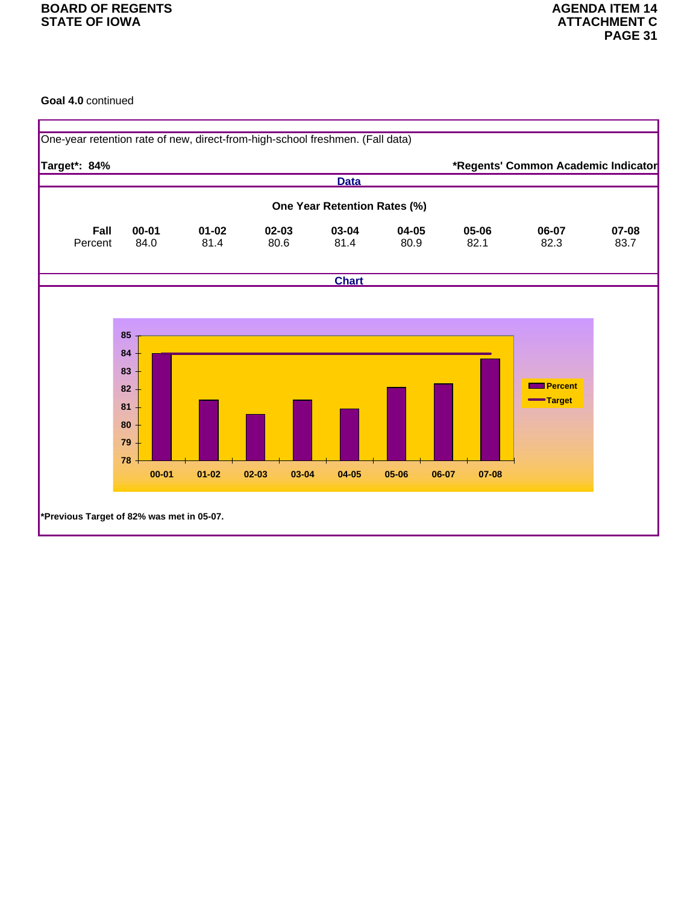**Goal 4.0** continued

One-year retention rate of new, direct-from-high-school freshmen. (Fall data)

**Target*: 84%** **\*Regents' Common Academic Indicator**

**Data**

**One Year Retention Rates (%)**

| Fall | 00-01 | 01-02 | 02-03 | 03-04 | 04-05 | 05-06 | 06-07 | 07-08 |
|---|---|---|---|---|---|---|---|---|
| Percent | 84.0 | 81.4 | 80.6 | 81.4 | 80.9 | 82.1 | 82.3 | 83.7 |

**Chart**

**\*Previous Target of 82% was met in 05-07.**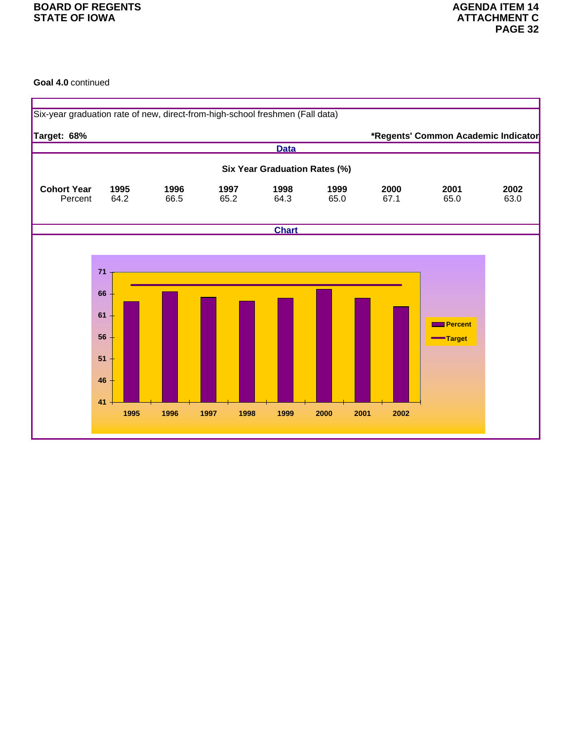**Goal 4.0** continued

Six-year graduation rate of new, direct-from-high-school freshmen (Fall data)

**Target: 68%** **\*Regents' Common Academic Indicator**

**Data**

**Six Year Graduation Rates (%)**

| **Cohort Year** | **1995** | **1996** | **1997** | **1998** | **1999** | **2000** | **2001** | **2002** |
|---|---|---|---|---|---|---|---|---|
| Percent | 64.2 | 66.5 | 65.2 | 64.3 | 65.0 | 67.1 | 65.0 | 63.0 |

**Chart**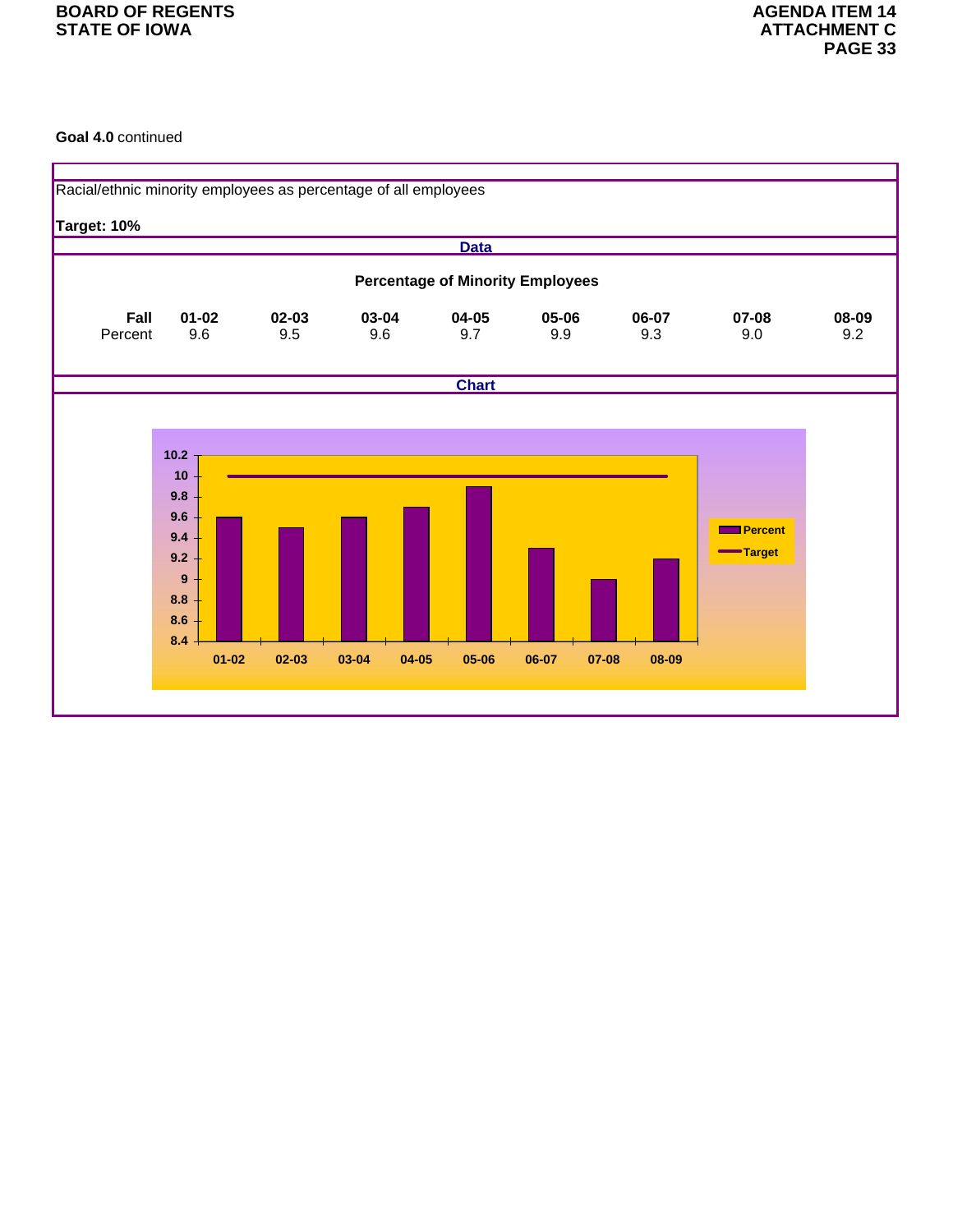**Goal 4.0** continued

Racial/ethnic minority employees as percentage of all employees

**Target: 10%**

**Data**

**Percentage of Minority Employees**

| **Fall** | **01-02** | **02-03** | **03-04** | **04-05** | **05-06** | **06-07** | **07-08** | **08-09** |
|---|---|---|---|---|---|---|---|---|
| Percent | 9.6 | 9.5 | 9.6 | 9.7 | 9.9 | 9.3 | 9.0 | 9.2 |

**Chart**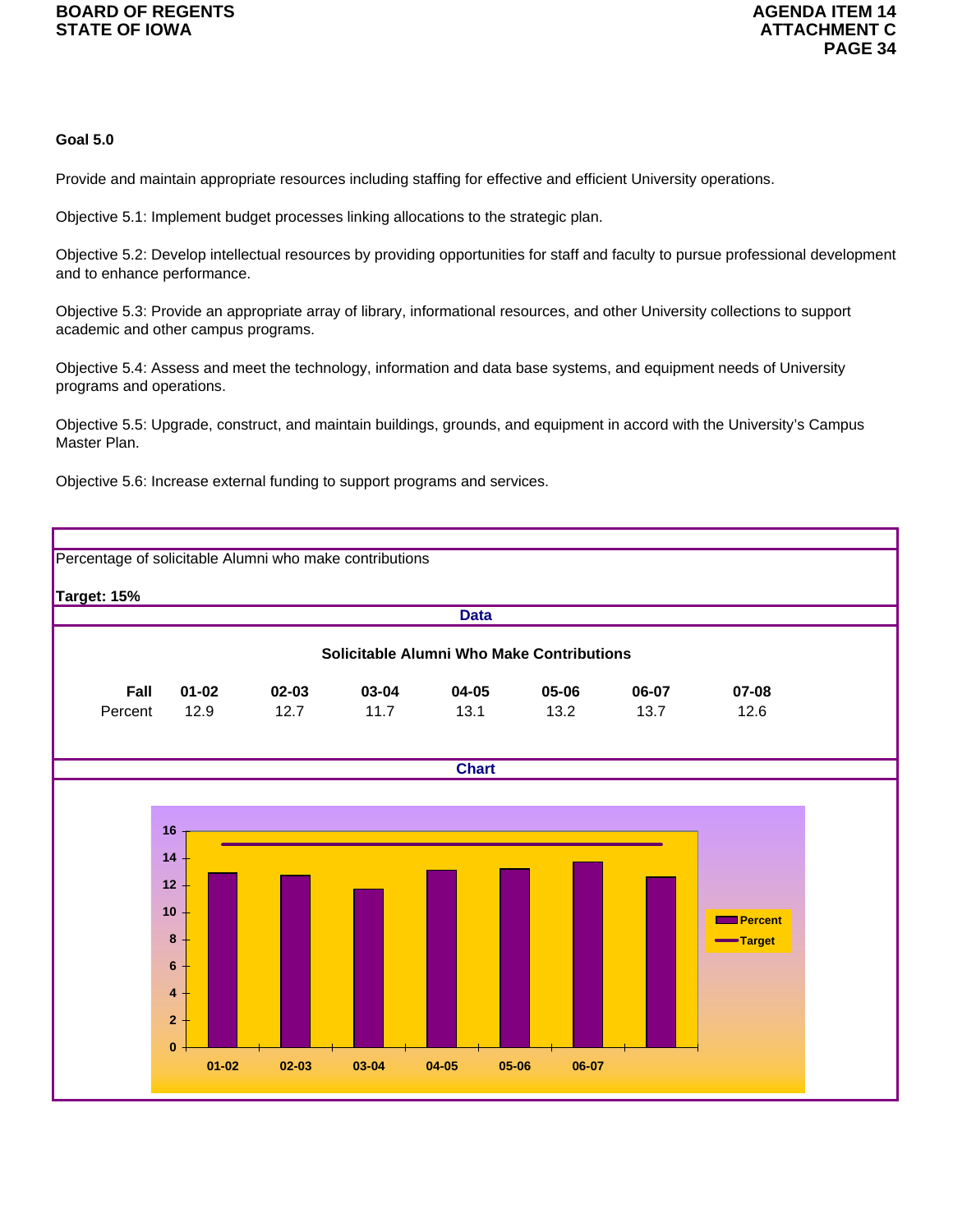**Goal 5.0**

Provide and maintain appropriate resources including staffing for effective and efficient University operations.

Objective 5.1: Implement budget processes linking allocations to the strategic plan.

Objective 5.2: Develop intellectual resources by providing opportunities for staff and faculty to pursue professional development and to enhance performance.

Objective 5.3: Provide an appropriate array of library, informational resources, and other University collections to support academic and other campus programs.

Objective 5.4: Assess and meet the technology, information and data base systems, and equipment needs of University programs and operations.

Objective 5.5: Upgrade, construct, and maintain buildings, grounds, and equipment in accord with the University's Campus Master Plan.

Objective 5.6: Increase external funding to support programs and services.

Percentage of solicitable Alumni who make contributions

**Target: 15%**

**Data**

**Solicitable Alumni Who Make Contributions**

| Fall | 01-02 | 02-03 | 03-04 | 04-05 | 05-06 | 06-07 | 07-08 |
|---|---|---|---|---|---|---|---|
| Percent | 12.9 | 12.7 | 11.7 | 13.1 | 13.2 | 13.7 | 12.6 |

**Chart**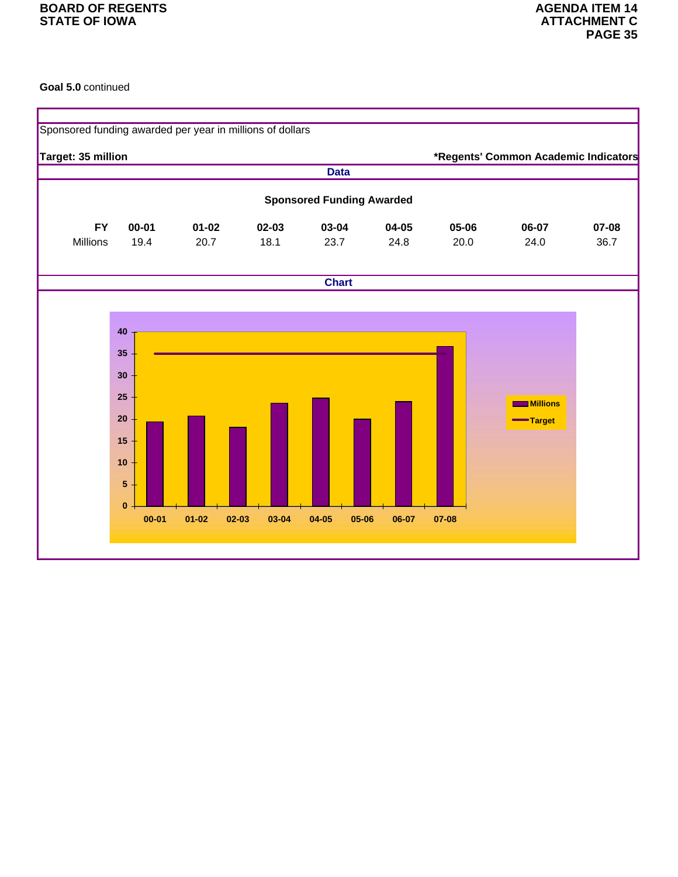**Goal 5.0** continued

Sponsored funding awarded per year in millions of dollars

**Target: 35 million** **\*Regents' Common Academic Indicators**

**Data**

**Sponsored Funding Awarded**

| **FY** | **00-01** | **01-02** | **02-03** | **03-04** | **04-05** | **05-06** | **06-07** | **07-08** |
|---|---|---|---|---|---|---|---|---|
| Millions | 19.4 | 20.7 | 18.1 | 23.7 | 24.8 | 20.0 | 24.0 | 36.7 |

**Chart**

40
35
30
25
20
15
10
5
0

00-01 01-02 02-03 03-04 04-05 05-06 06-07 07-08

Millions
Target